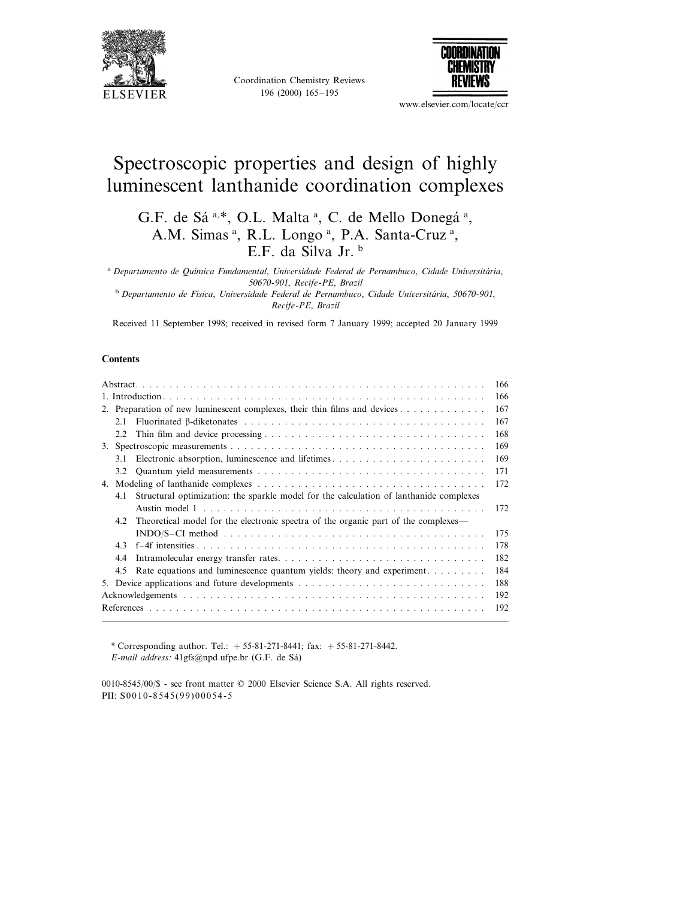# Spectroscopic properties and design of highly luminescent lanthanide coordination complexes

G.F. de Sá [a,*], O.L. Malta [a], C. de Mello Donegá [a], A.M. Simas [a], R.L. Longo [a], P.A. Santa-Cruz [a], E.F. da Silva Jr. [b]

[a] *Departamento de Química Fundamental, Universidade Federal de Pernambuco, Cidade Universitária, 50670-901, Recife-PE, Brazil*

[b] *Departamento de Física, Universidade Federal de Pernambuco, Cidade Universitária, 50670-901, Recife-PE, Brazil*

Received 11 September 1998; received in revised form 7 January 1999; accepted 20 January 1999

## Contents

| | |
|---|---|
| Abstract | 166 |
| 1. Introduction | 166 |
| 2. Preparation of new luminescent complexes, their thin films and devices | 167 |
| 2.1 Fluorinated β-diketonates | 167 |
| 2.2 Thin film and device processing | 168 |
| 3. Spectroscopic measurements | 169 |
| 3.1 Electronic absorption, luminescence and lifetimes | 169 |
| 3.2 Quantum yield measurements | 171 |
| 4. Modeling of lanthanide complexes | 172 |
| 4.1 Structural optimization: the sparkle model for the calculation of lanthanide complexes Austin model 1 | 172 |
| 4.2 Theoretical model for the electronic spectra of the organic part of the complexes—INDO/S–CI method | 175 |
| 4.3 f–4f intensities | 178 |
| 4.4 Intramolecular energy transfer rates | 182 |
| 4.5 Rate equations and luminescence quantum yields: theory and experiment | 184 |
| 5. Device applications and future developments | 188 |
| Acknowledgements | 192 |
| References | 192 |

---

\* Corresponding author. Tel.: +55-81-271-8441; fax: +55-81-271-8442.
*E-mail address:* 41gfs@npd.ufpe.br (G.F. de Sá)

0010-8545/00/$ - see front matter © 2000 Elsevier Science S.A. All rights reserved.
PII: S0010-8545(99)00054-5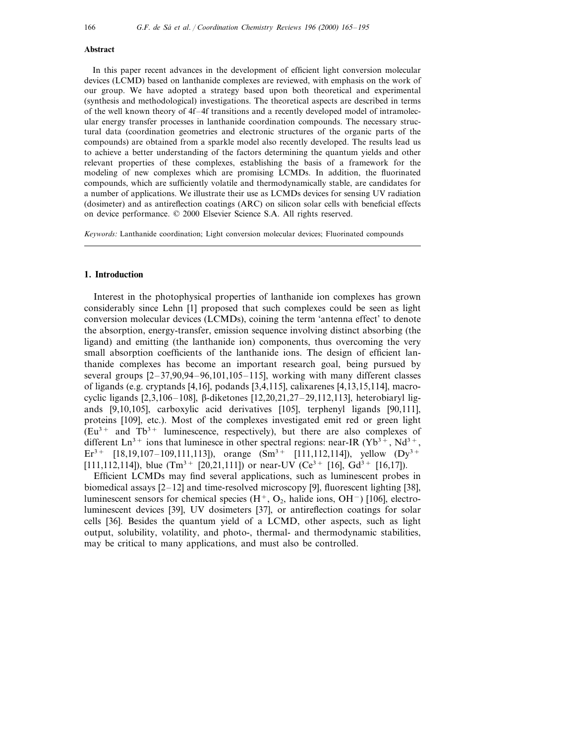## Abstract

In this paper recent advances in the development of efficient light conversion molecular devices (LCMD) based on lanthanide complexes are reviewed, with emphasis on the work of our group. We have adopted a strategy based upon both theoretical and experimental (synthesis and methodological) investigations. The theoretical aspects are described in terms of the well known theory of 4f–4f transitions and a recently developed model of intramolecular energy transfer processes in lanthanide coordination compounds. The necessary structural data (coordination geometries and electronic structures of the organic parts of the compounds) are obtained from a sparkle model also recently developed. The results lead us to achieve a better understanding of the factors determining the quantum yields and other relevant properties of these complexes, establishing the basis of a framework for the modeling of new complexes which are promising LCMDs. In addition, the fluorinated compounds, which are sufficiently volatile and thermodynamically stable, are candidates for a number of applications. We illustrate their use as LCMDs devices for sensing UV radiation (dosimeter) and as antireflection coatings (ARC) on silicon solar cells with beneficial effects on device performance. © 2000 Elsevier Science S.A. All rights reserved.

*Keywords:* Lanthanide coordination; Light conversion molecular devices; Fluorinated compounds

## 1. Introduction

Interest in the photophysical properties of lanthanide ion complexes has grown considerably since Lehn [1] proposed that such complexes could be seen as light conversion molecular devices (LCMDs), coining the term 'antenna effect' to denote the absorption, energy-transfer, emission sequence involving distinct absorbing (the ligand) and emitting (the lanthanide ion) components, thus overcoming the very small absorption coefficients of the lanthanide ions. The design of efficient lanthanide complexes has become an important research goal, being pursued by several groups [2–37,90,94–96,101,105–115], working with many different classes of ligands (e.g. cryptands [4,16], podands [3,4,115], calixarenes [4,13,15,114], macrocyclic ligands [2,3,106–108], β-diketones [12,20,21,27–29,112,113], heterobiaryl ligands [9,10,105], carboxylic acid derivatives [105], terphenyl ligands [90,111], proteins [109], etc.). Most of the complexes investigated emit red or green light ($Eu^{3+}$ and $Tb^{3+}$ luminescence, respectively), but there are also complexes of different $Ln^{3+}$ ions that luminesce in other spectral regions: near-IR ($Yb^{3+}$, $Nd^{3+}$, $Er^{3+}$ [18,19,107–109,111,113]), orange ($Sm^{3+}$ [111,112,114]), yellow ($Dy^{3+}$ [111,112,114]), blue ($Tm^{3+}$ [20,21,111]) or near-UV ($Ce^{3+}$ [16], $Gd^{3+}$ [16,17]).

Efficient LCMDs may find several applications, such as luminescent probes in biomedical assays [2–12] and time-resolved microscopy [9], fluorescent lighting [38], luminescent sensors for chemical species ($H^+$, $O_2$, halide ions, $OH^-$) [106], electroluminescent devices [39], UV dosimeters [37], or antireflection coatings for solar cells [36]. Besides the quantum yield of a LCMD, other aspects, such as light output, solubility, volatility, and photo-, thermal- and thermodynamic stabilities, may be critical to many applications, and must also be controlled.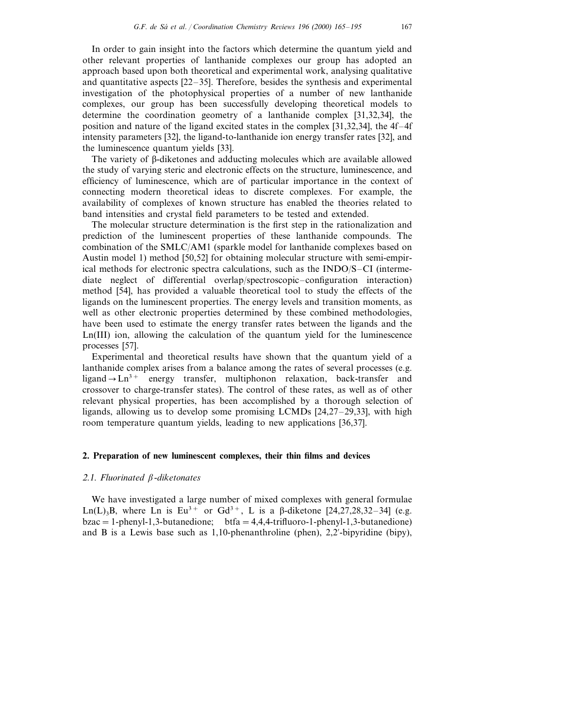In order to gain insight into the factors which determine the quantum yield and other relevant properties of lanthanide complexes our group has adopted an approach based upon both theoretical and experimental work, analysing qualitative and quantitative aspects [22–35]. Therefore, besides the synthesis and experimental investigation of the photophysical properties of a number of new lanthanide complexes, our group has been successfully developing theoretical models to determine the coordination geometry of a lanthanide complex [31,32,34], the position and nature of the ligand excited states in the complex [31,32,34], the 4f–4f intensity parameters [32], the ligand-to-lanthanide ion energy transfer rates [32], and the luminescence quantum yields [33].

The variety of β-diketones and adducting molecules which are available allowed the study of varying steric and electronic effects on the structure, luminescence, and efficiency of luminescence, which are of particular importance in the context of connecting modern theoretical ideas to discrete complexes. For example, the availability of complexes of known structure has enabled the theories related to band intensities and crystal field parameters to be tested and extended.

The molecular structure determination is the first step in the rationalization and prediction of the luminescent properties of these lanthanide compounds. The combination of the SMLC/AM1 (sparkle model for lanthanide complexes based on Austin model 1) method [50,52] for obtaining molecular structure with semi-empirical methods for electronic spectra calculations, such as the INDO/S–CI (intermediate neglect of differential overlap/spectroscopic–configuration interaction) method [54], has provided a valuable theoretical tool to study the effects of the ligands on the luminescent properties. The energy levels and transition moments, as well as other electronic properties determined by these combined methodologies, have been used to estimate the energy transfer rates between the ligands and the Ln(III) ion, allowing the calculation of the quantum yield for the luminescence processes [57].

Experimental and theoretical results have shown that the quantum yield of a lanthanide complex arises from a balance among the rates of several processes (e.g. ligand $\rightarrow Ln^{3+}$ energy transfer, multiphonon relaxation, back-transfer and crossover to charge-transfer states). The control of these rates, as well as of other relevant physical properties, has been accomplished by a thorough selection of ligands, allowing us to develop some promising LCMDs [24,27–29,33], with high room temperature quantum yields, leading to new applications [36,37].

## 2. Preparation of new luminescent complexes, their thin films and devices

### 2.1. Fluorinated β-diketonates

We have investigated a large number of mixed complexes with general formulae $Ln(L)_3B$, where Ln is $Eu^{3+}$ or $Gd^{3+}$, L is a β-diketone [24,27,28,32–34] (e.g. bzac = 1-phenyl-1,3-butanedione; btfa = 4,4,4-trifluoro-1-phenyl-1,3-butanedione) and B is a Lewis base such as 1,10-phenanthroline (phen), 2,2′-bipyridine (bipy),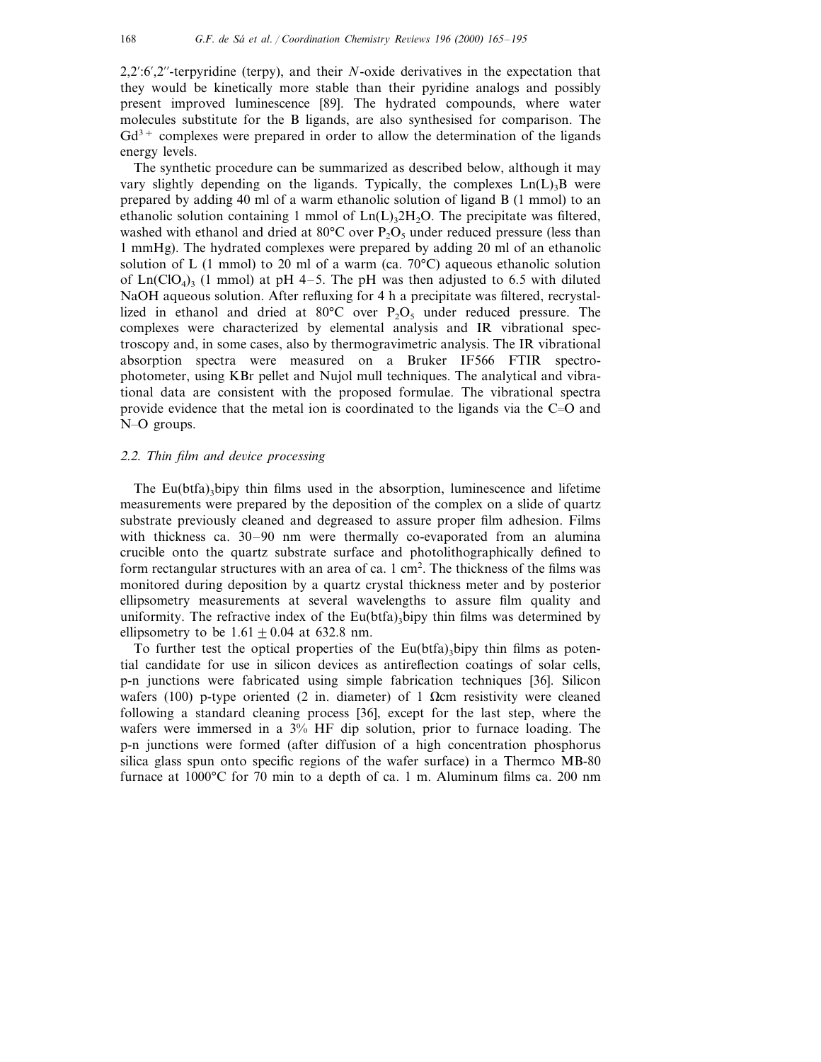2,2′:6′,2″-terpyridine (terpy), and their *N*-oxide derivatives in the expectation that they would be kinetically more stable than their pyridine analogs and possibly present improved luminescence [89]. The hydrated compounds, where water molecules substitute for the B ligands, are also synthesised for comparison. The $Gd^{3+}$ complexes were prepared in order to allow the determination of the ligands energy levels.

The synthetic procedure can be summarized as described below, although it may vary slightly depending on the ligands. Typically, the complexes $Ln(L)_3B$ were prepared by adding 40 ml of a warm ethanolic solution of ligand B (1 mmol) to an ethanolic solution containing 1 mmol of $Ln(L)_32H_2O$. The precipitate was filtered, washed with ethanol and dried at 80°C over $P_2O_5$ under reduced pressure (less than 1 mmHg). The hydrated complexes were prepared by adding 20 ml of an ethanolic solution of L (1 mmol) to 20 ml of a warm (ca. 70°C) aqueous ethanolic solution of $Ln(ClO_4)_3$ (1 mmol) at pH 4–5. The pH was then adjusted to 6.5 with diluted NaOH aqueous solution. After refluxing for 4 h a precipitate was filtered, recrystallized in ethanol and dried at 80°C over $P_2O_5$ under reduced pressure. The complexes were characterized by elemental analysis and IR vibrational spectroscopy and, in some cases, also by thermogravimetric analysis. The IR vibrational absorption spectra were measured on a Bruker IF566 FTIR spectrophotometer, using KBr pellet and Nujol mull techniques. The analytical and vibrational data are consistent with the proposed formulae. The vibrational spectra provide evidence that the metal ion is coordinated to the ligands via the C=O and N–O groups.

### 2.2. Thin film and device processing

The $Eu(btfa)_3$bipy thin films used in the absorption, luminescence and lifetime measurements were prepared by the deposition of the complex on a slide of quartz substrate previously cleaned and degreased to assure proper film adhesion. Films with thickness ca. 30–90 nm were thermally co-evaporated from an alumina crucible onto the quartz substrate surface and photolithographically defined to form rectangular structures with an area of ca. 1 $cm^2$. The thickness of the films was monitored during deposition by a quartz crystal thickness meter and by posterior ellipsometry measurements at several wavelengths to assure film quality and uniformity. The refractive index of the $Eu(btfa)_3$bipy thin films was determined by ellipsometry to be $1.61 \pm 0.04$ at 632.8 nm.

To further test the optical properties of the $Eu(btfa)_3$bipy thin films as potential candidate for use in silicon devices as antireflection coatings of solar cells, p-n junctions were fabricated using simple fabrication techniques [36]. Silicon wafers (100) p-type oriented (2 in. diameter) of 1 Ωcm resistivity were cleaned following a standard cleaning process [36], except for the last step, where the wafers were immersed in a 3% HF dip solution, prior to furnace loading. The p-n junctions were formed (after diffusion of a high concentration phosphorus silica glass spun onto specific regions of the wafer surface) in a Thermco MB-80 furnace at 1000°C for 70 min to a depth of ca. 1 m. Aluminum films ca. 200 nm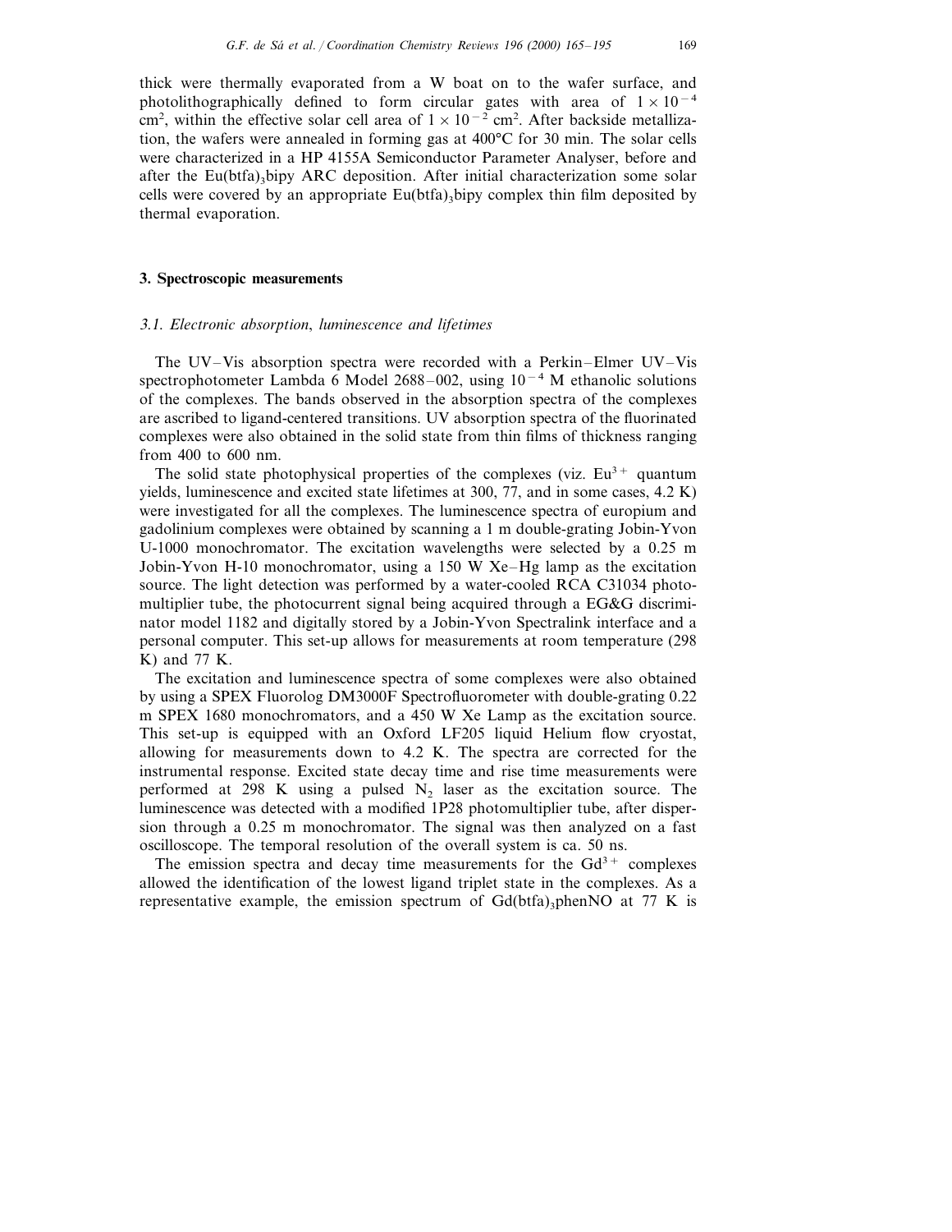thick were thermally evaporated from a W boat on to the wafer surface, and photolithographically defined to form circular gates with area of $1 \times 10^{-4}$ cm$^2$, within the effective solar cell area of $1 \times 10^{-2}$ cm$^2$. After backside metallization, the wafers were annealed in forming gas at 400°C for 30 min. The solar cells were characterized in a HP 4155A Semiconductor Parameter Analyser, before and after the Eu(btfa)$_3$bipy ARC deposition. After initial characterization some solar cells were covered by an appropriate Eu(btfa)$_3$bipy complex thin film deposited by thermal evaporation.

## 3. Spectroscopic measurements

### *3.1. Electronic absorption, luminescence and lifetimes*

The UV–Vis absorption spectra were recorded with a Perkin–Elmer UV–Vis spectrophotometer Lambda 6 Model 2688–002, using $10^{-4}$ M ethanolic solutions of the complexes. The bands observed in the absorption spectra of the complexes are ascribed to ligand-centered transitions. UV absorption spectra of the fluorinated complexes were also obtained in the solid state from thin films of thickness ranging from 400 to 600 nm.

The solid state photophysical properties of the complexes (viz. $Eu^{3+}$ quantum yields, luminescence and excited state lifetimes at 300, 77, and in some cases, 4.2 K) were investigated for all the complexes. The luminescence spectra of europium and gadolinium complexes were obtained by scanning a 1 m double-grating Jobin-Yvon U-1000 monochromator. The excitation wavelengths were selected by a 0.25 m Jobin-Yvon H-10 monochromator, using a 150 W Xe–Hg lamp as the excitation source. The light detection was performed by a water-cooled RCA C31034 photomultiplier tube, the photocurrent signal being acquired through a EG&G discriminator model 1182 and digitally stored by a Jobin-Yvon Spectralink interface and a personal computer. This set-up allows for measurements at room temperature (298 K) and 77 K.

The excitation and luminescence spectra of some complexes were also obtained by using a SPEX Fluorolog DM3000F Spectrofluorometer with double-grating 0.22 m SPEX 1680 monochromators, and a 450 W Xe Lamp as the excitation source. This set-up is equipped with an Oxford LF205 liquid Helium flow cryostat, allowing for measurements down to 4.2 K. The spectra are corrected for the instrumental response. Excited state decay time and rise time measurements were performed at 298 K using a pulsed $N_2$ laser as the excitation source. The luminescence was detected with a modified 1P28 photomultiplier tube, after dispersion through a 0.25 m monochromator. The signal was then analyzed on a fast oscilloscope. The temporal resolution of the overall system is ca. 50 ns.

The emission spectra and decay time measurements for the $Gd^{3+}$ complexes allowed the identification of the lowest ligand triplet state in the complexes. As a representative example, the emission spectrum of Gd(btfa)$_3$phenNO at 77 K is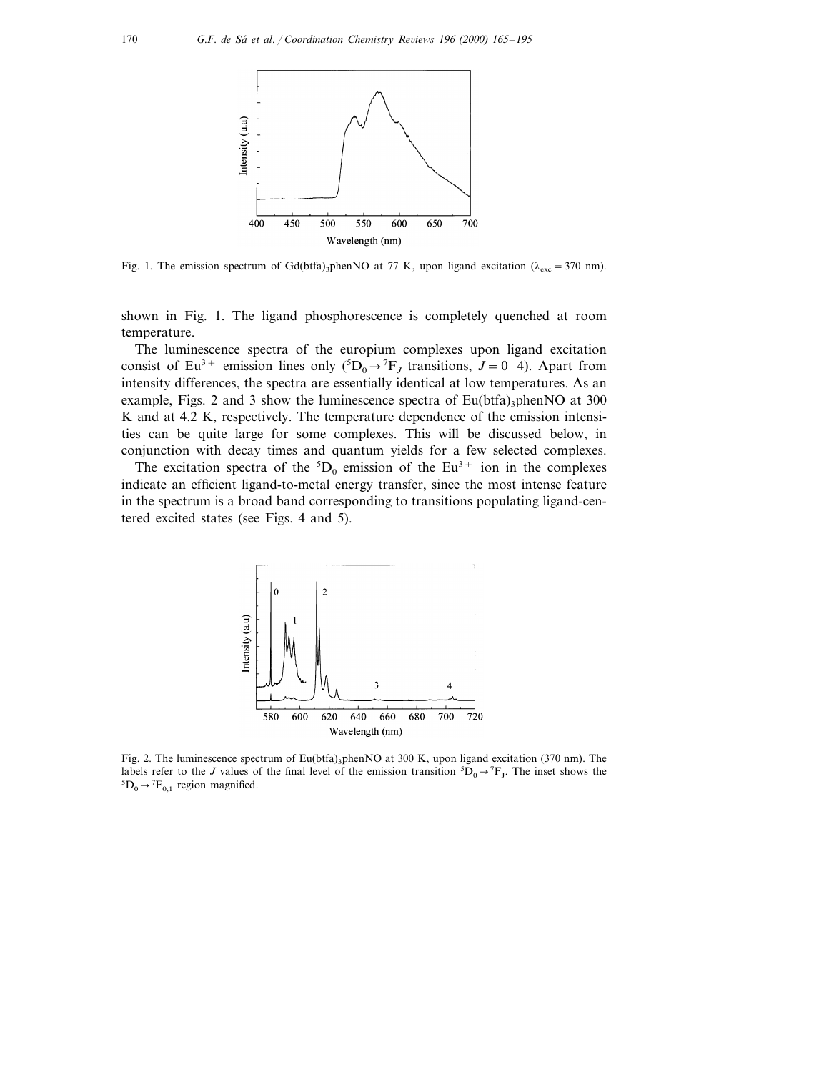Fig. 1. The emission spectrum of $Gd(btfa)_3phenNO$ at 77 K, upon ligand excitation ($\lambda_{exc} = 370$ nm).

shown in Fig. 1. The ligand phosphorescence is completely quenched at room temperature.

The luminescence spectra of the europium complexes upon ligand excitation consist of $Eu^{3+}$ emission lines only ($^5D_0 \rightarrow {}^7F_J$ transitions, $J = 0$–$4$). Apart from intensity differences, the spectra are essentially identical at low temperatures. As an example, Figs. 2 and 3 show the luminescence spectra of $Eu(btfa)_3phenNO$ at 300 K and at 4.2 K, respectively. The temperature dependence of the emission intensities can be quite large for some complexes. This will be discussed below, in conjunction with decay times and quantum yields for a few selected complexes.

The excitation spectra of the $^5D_0$ emission of the $Eu^{3+}$ ion in the complexes indicate an efficient ligand-to-metal energy transfer, since the most intense feature in the spectrum is a broad band corresponding to transitions populating ligand-centered excited states (see Figs. 4 and 5).

Fig. 2. The luminescence spectrum of $Eu(btfa)_3phenNO$ at 300 K, upon ligand excitation (370 nm). The labels refer to the $J$ values of the final level of the emission transition $^5D_0 \rightarrow {}^7F_J$. The inset shows the $^5D_0 \rightarrow {}^7F_{0,1}$ region magnified.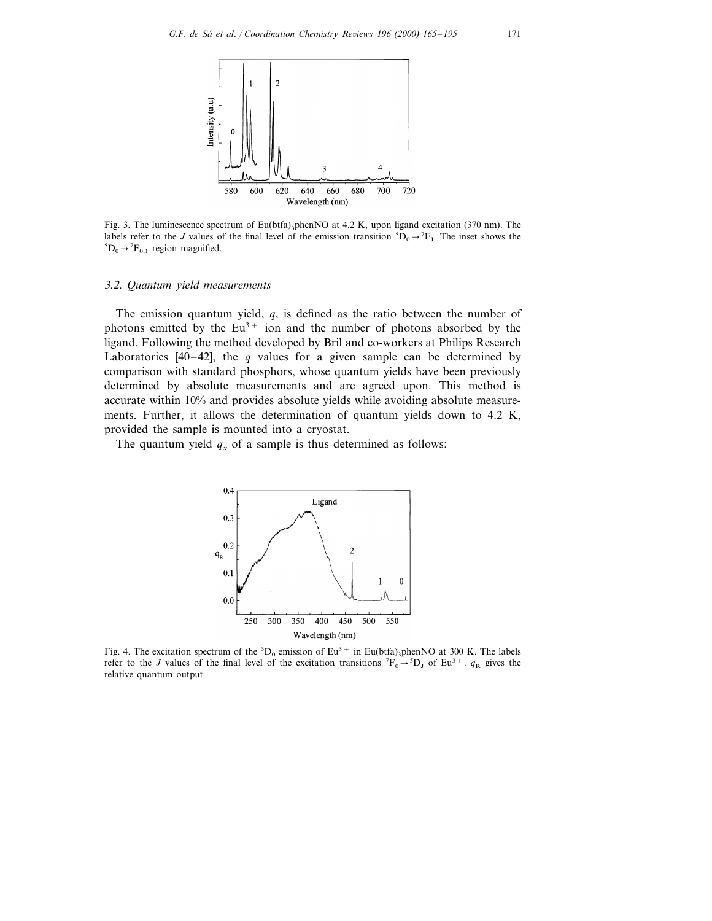Fig. 3. The luminescence spectrum of $Eu(btfa)_3phenNO$ at 4.2 K, upon ligand excitation (370 nm). The labels refer to the $J$ values of the final level of the emission transition $^5D_0 \rightarrow {}^7F_J$. The inset shows the $^5D_0 \rightarrow {}^7F_{0,1}$ region magnified.

### 3.2. Quantum yield measurements

The emission quantum yield, $q$, is defined as the ratio between the number of photons emitted by the $Eu^{3+}$ ion and the number of photons absorbed by the ligand. Following the method developed by Bril and co-workers at Philips Research Laboratories [40–42], the $q$ values for a given sample can be determined by comparison with standard phosphors, whose quantum yields have been previously determined by absolute measurements and are agreed upon. This method is accurate within 10% and provides absolute yields while avoiding absolute measurements. Further, it allows the determination of quantum yields down to 4.2 K, provided the sample is mounted into a cryostat.

The quantum yield $q_x$ of a sample is thus determined as follows:

Fig. 4. The excitation spectrum of the $^5D_0$ emission of $Eu^{3+}$ in $Eu(btfa)_3phenNO$ at 300 K. The labels refer to the $J$ values of the final level of the excitation transitions $^7F_0 \rightarrow {}^5D_J$ of $Eu^{3+}$. $q_R$ gives the relative quantum output.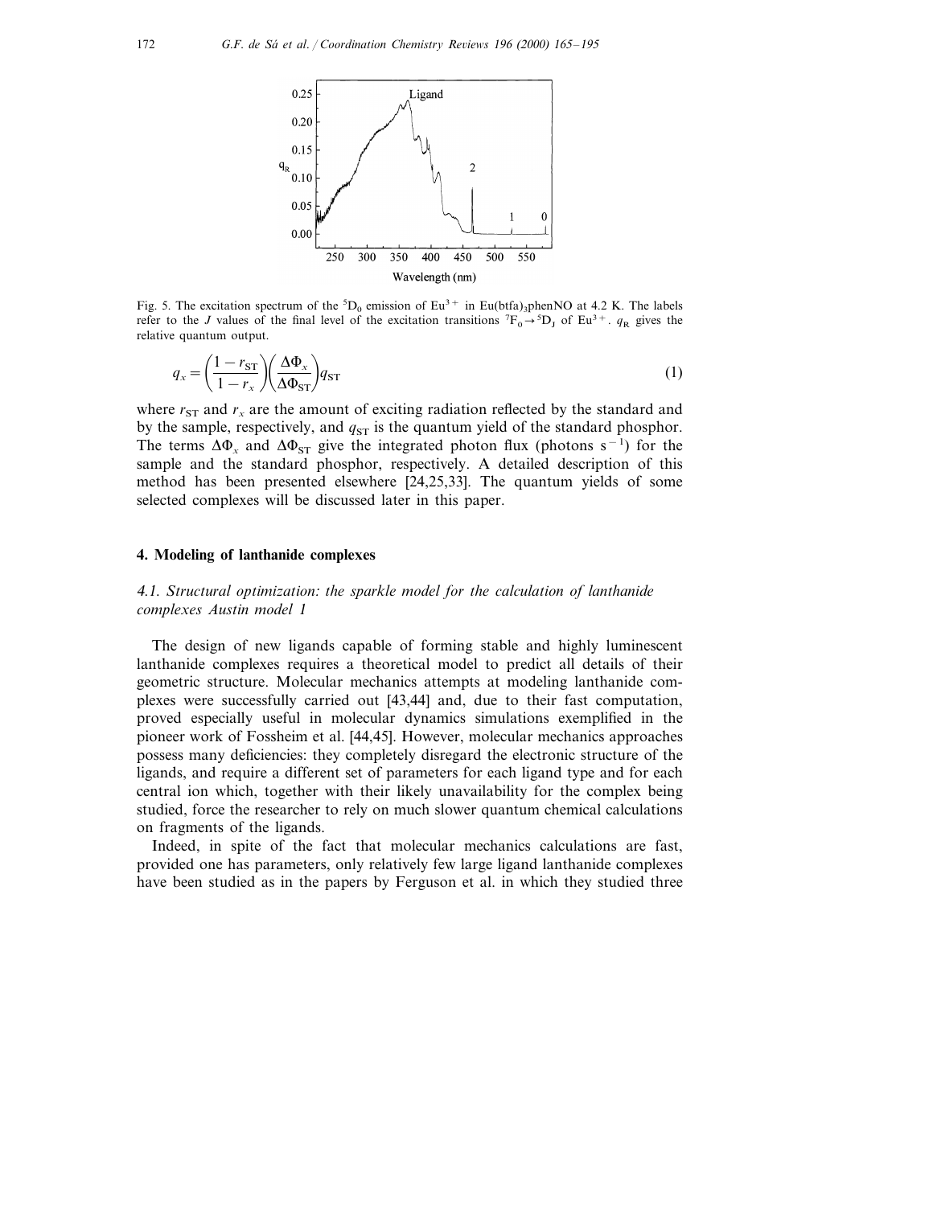Fig. 5. The excitation spectrum of the $^5D_0$ emission of $Eu^{3+}$ in Eu(btfa)$_3$phenNO at 4.2 K. The labels refer to the $J$ values of the final level of the excitation transitions $^7F_0 \rightarrow {}^5D_J$ of $Eu^{3+}$. $q_R$ gives the relative quantum output.

$$q_x = \left(\frac{1 - r_{ST}}{1 - r_x}\right)\left(\frac{\Delta\Phi_x}{\Delta\Phi_{ST}}\right)q_{ST} \tag{1}$$

where $r_{ST}$ and $r_x$ are the amount of exciting radiation reflected by the standard and by the sample, respectively, and $q_{ST}$ is the quantum yield of the standard phosphor. The terms $\Delta\Phi_x$ and $\Delta\Phi_{ST}$ give the integrated photon flux (photons $s^{-1}$) for the sample and the standard phosphor, respectively. A detailed description of this method has been presented elsewhere [24,25,33]. The quantum yields of some selected complexes will be discussed later in this paper.

## 4. Modeling of lanthanide complexes

### *4.1. Structural optimization: the sparkle model for the calculation of lanthanide complexes Austin model 1*

The design of new ligands capable of forming stable and highly luminescent lanthanide complexes requires a theoretical model to predict all details of their geometric structure. Molecular mechanics attempts at modeling lanthanide complexes were successfully carried out [43,44] and, due to their fast computation, proved especially useful in molecular dynamics simulations exemplified in the pioneer work of Fossheim et al. [44,45]. However, molecular mechanics approaches possess many deficiencies: they completely disregard the electronic structure of the ligands, and require a different set of parameters for each ligand type and for each central ion which, together with their likely unavailability for the complex being studied, force the researcher to rely on much slower quantum chemical calculations on fragments of the ligands.

Indeed, in spite of the fact that molecular mechanics calculations are fast, provided one has parameters, only relatively few large ligand lanthanide complexes have been studied as in the papers by Ferguson et al. in which they studied three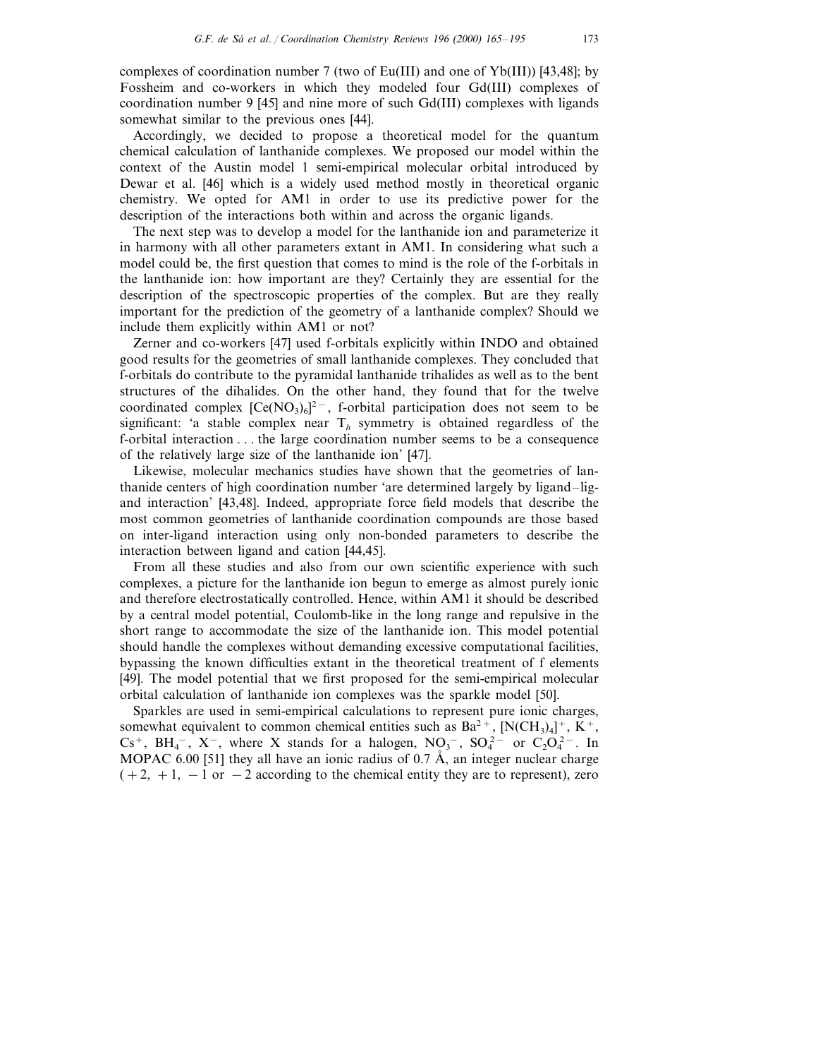complexes of coordination number 7 (two of Eu(III) and one of Yb(III)) [43,48]; by Fossheim and co-workers in which they modeled four Gd(III) complexes of coordination number 9 [45] and nine more of such Gd(III) complexes with ligands somewhat similar to the previous ones [44].

Accordingly, we decided to propose a theoretical model for the quantum chemical calculation of lanthanide complexes. We proposed our model within the context of the Austin model 1 semi-empirical molecular orbital introduced by Dewar et al. [46] which is a widely used method mostly in theoretical organic chemistry. We opted for AM1 in order to use its predictive power for the description of the interactions both within and across the organic ligands.

The next step was to develop a model for the lanthanide ion and parameterize it in harmony with all other parameters extant in AM1. In considering what such a model could be, the first question that comes to mind is the role of the f-orbitals in the lanthanide ion: how important are they? Certainly they are essential for the description of the spectroscopic properties of the complex. But are they really important for the prediction of the geometry of a lanthanide complex? Should we include them explicitly within AM1 or not?

Zerner and co-workers [47] used f-orbitals explicitly within INDO and obtained good results for the geometries of small lanthanide complexes. They concluded that f-orbitals do contribute to the pyramidal lanthanide trihalides as well as to the bent structures of the dihalides. On the other hand, they found that for the twelve coordinated complex $[Ce(NO_3)_6]^{2-}$, f-orbital participation does not seem to be significant: 'a stable complex near $T_h$ symmetry is obtained regardless of the f-orbital interaction . . . the large coordination number seems to be a consequence of the relatively large size of the lanthanide ion' [47].

Likewise, molecular mechanics studies have shown that the geometries of lanthanide centers of high coordination number 'are determined largely by ligand–ligand interaction' [43,48]. Indeed, appropriate force field models that describe the most common geometries of lanthanide coordination compounds are those based on inter-ligand interaction using only non-bonded parameters to describe the interaction between ligand and cation [44,45].

From all these studies and also from our own scientific experience with such complexes, a picture for the lanthanide ion begun to emerge as almost purely ionic and therefore electrostatically controlled. Hence, within AM1 it should be described by a central model potential, Coulomb-like in the long range and repulsive in the short range to accommodate the size of the lanthanide ion. This model potential should handle the complexes without demanding excessive computational facilities, bypassing the known difficulties extant in the theoretical treatment of f elements [49]. The model potential that we first proposed for the semi-empirical molecular orbital calculation of lanthanide ion complexes was the sparkle model [50].

Sparkles are used in semi-empirical calculations to represent pure ionic charges, somewhat equivalent to common chemical entities such as $Ba^{2+}$, $[N(CH_3)_4]^+$, $K^+$, $Cs^+$, $BH_4^-$, $X^-$, where X stands for a halogen, $NO_3^-$, $SO_4^{2-}$ or $C_2O_4^{2-}$. In MOPAC 6.00 [51] they all have an ionic radius of 0.7 Å, an integer nuclear charge (+2, +1, −1 or −2 according to the chemical entity they are to represent), zero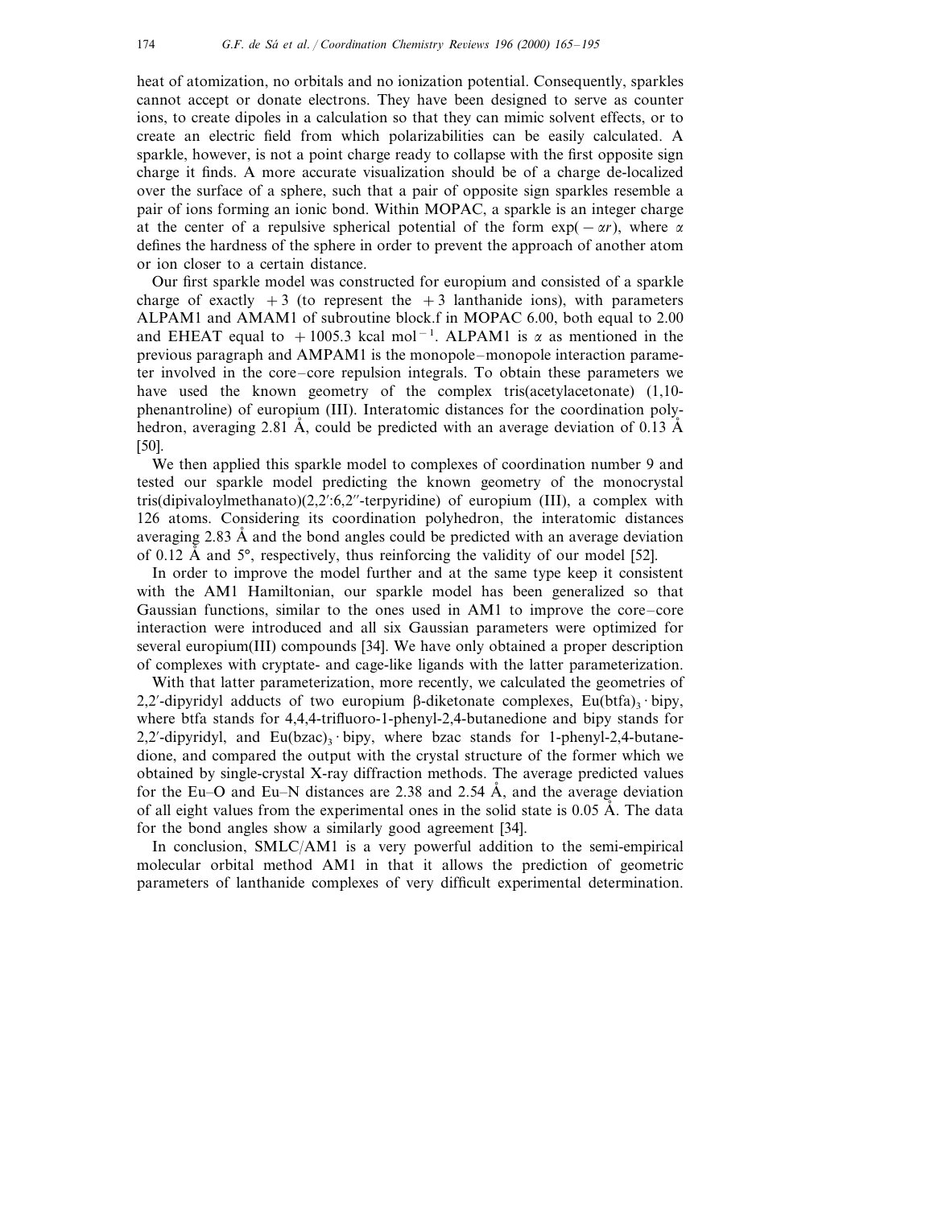heat of atomization, no orbitals and no ionization potential. Consequently, sparkles cannot accept or donate electrons. They have been designed to serve as counter ions, to create dipoles in a calculation so that they can mimic solvent effects, or to create an electric field from which polarizabilities can be easily calculated. A sparkle, however, is not a point charge ready to collapse with the first opposite sign charge it finds. A more accurate visualization should be of a charge de-localized over the surface of a sphere, such that a pair of opposite sign sparkles resemble a pair of ions forming an ionic bond. Within MOPAC, a sparkle is an integer charge at the center of a repulsive spherical potential of the form $\exp(-\alpha r)$, where $\alpha$ defines the hardness of the sphere in order to prevent the approach of another atom or ion closer to a certain distance.

Our first sparkle model was constructed for europium and consisted of a sparkle charge of exactly $+3$ (to represent the $+3$ lanthanide ions), with parameters ALPAM1 and AMAM1 of subroutine block.f in MOPAC 6.00, both equal to 2.00 and EHEAT equal to $+1005.3$ kcal mol$^{-1}$. ALPAM1 is $\alpha$ as mentioned in the previous paragraph and AMPAM1 is the monopole–monopole interaction parameter involved in the core–core repulsion integrals. To obtain these parameters we have used the known geometry of the complex tris(acetylacetonate) (1,10-phenantroline) of europium (III). Interatomic distances for the coordination polyhedron, averaging 2.81 Å, could be predicted with an average deviation of 0.13 Å [50].

We then applied this sparkle model to complexes of coordination number 9 and tested our sparkle model predicting the known geometry of the monocrystal tris(dipivaloylmethanato)(2,2′:6,2″-terpyridine) of europium (III), a complex with 126 atoms. Considering its coordination polyhedron, the interatomic distances averaging 2.83 Å and the bond angles could be predicted with an average deviation of 0.12 Å and 5°, respectively, thus reinforcing the validity of our model [52].

In order to improve the model further and at the same type keep it consistent with the AM1 Hamiltonian, our sparkle model has been generalized so that Gaussian functions, similar to the ones used in AM1 to improve the core–core interaction were introduced and all six Gaussian parameters were optimized for several europium(III) compounds [34]. We have only obtained a proper description of complexes with cryptate- and cage-like ligands with the latter parameterization.

With that latter parameterization, more recently, we calculated the geometries of 2,2′-dipyridyl adducts of two europium β-diketonate complexes, $Eu(btfa)_3 \cdot bipy$, where btfa stands for 4,4,4-trifluoro-1-phenyl-2,4-butanedione and bipy stands for 2,2′-dipyridyl, and $Eu(bzac)_3 \cdot bipy$, where bzac stands for 1-phenyl-2,4-butanedione, and compared the output with the crystal structure of the former which we obtained by single-crystal X-ray diffraction methods. The average predicted values for the Eu–O and Eu–N distances are 2.38 and 2.54 Å, and the average deviation of all eight values from the experimental ones in the solid state is 0.05 Å. The data for the bond angles show a similarly good agreement [34].

In conclusion, SMLC/AM1 is a very powerful addition to the semi-empirical molecular orbital method AM1 in that it allows the prediction of geometric parameters of lanthanide complexes of very difficult experimental determination.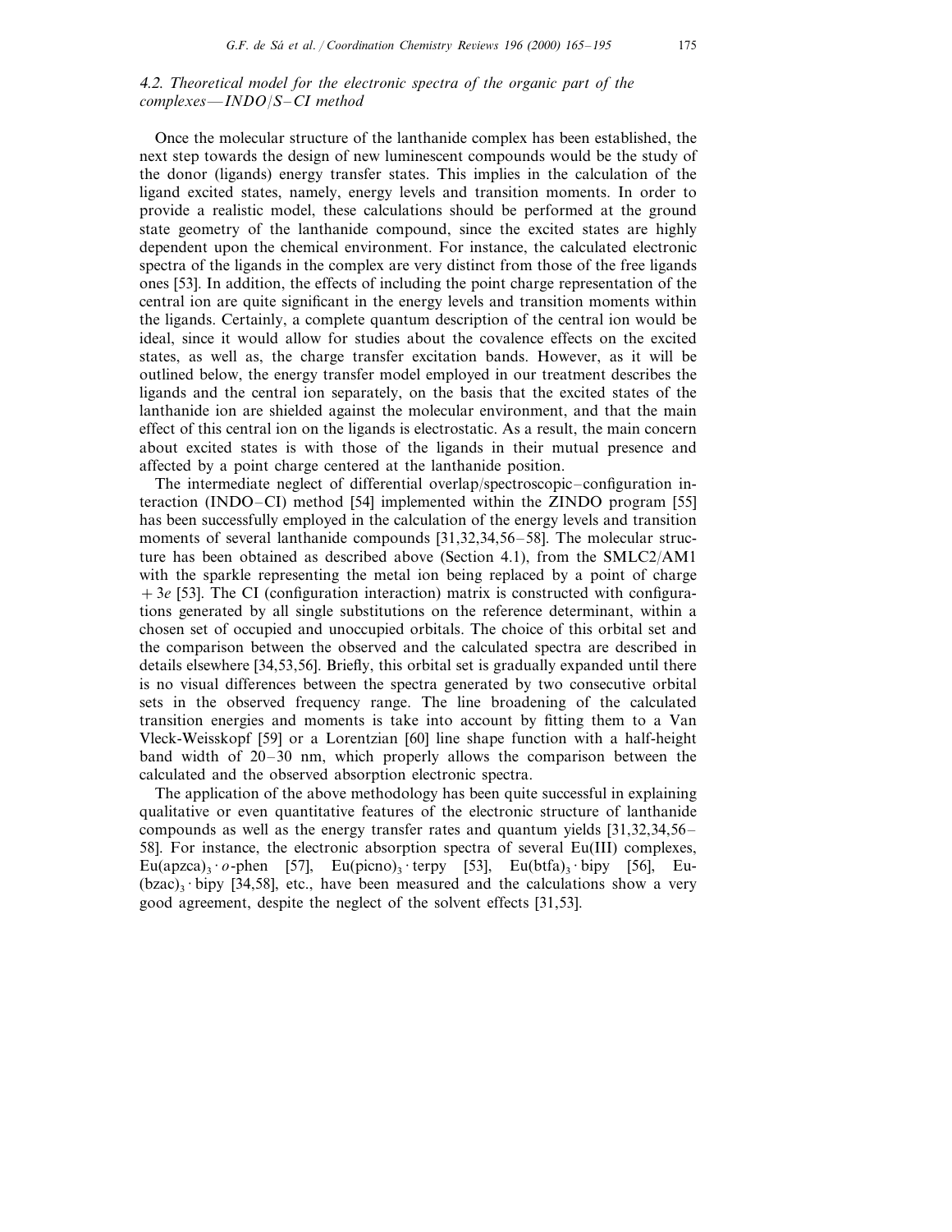### 4.2. Theoretical model for the electronic spectra of the organic part of the complexes—INDO/S–CI method

Once the molecular structure of the lanthanide complex has been established, the next step towards the design of new luminescent compounds would be the study of the donor (ligands) energy transfer states. This implies in the calculation of the ligand excited states, namely, energy levels and transition moments. In order to provide a realistic model, these calculations should be performed at the ground state geometry of the lanthanide compound, since the excited states are highly dependent upon the chemical environment. For instance, the calculated electronic spectra of the ligands in the complex are very distinct from those of the free ligands ones [53]. In addition, the effects of including the point charge representation of the central ion are quite significant in the energy levels and transition moments within the ligands. Certainly, a complete quantum description of the central ion would be ideal, since it would allow for studies about the covalence effects on the excited states, as well as, the charge transfer excitation bands. However, as it will be outlined below, the energy transfer model employed in our treatment describes the ligands and the central ion separately, on the basis that the excited states of the lanthanide ion are shielded against the molecular environment, and that the main effect of this central ion on the ligands is electrostatic. As a result, the main concern about excited states is with those of the ligands in their mutual presence and affected by a point charge centered at the lanthanide position.

The intermediate neglect of differential overlap/spectroscopic–configuration interaction (INDO–CI) method [54] implemented within the ZINDO program [55] has been successfully employed in the calculation of the energy levels and transition moments of several lanthanide compounds [31,32,34,56–58]. The molecular structure has been obtained as described above (Section 4.1), from the SMLC2/AM1 with the sparkle representing the metal ion being replaced by a point of charge $+3e$ [53]. The CI (configuration interaction) matrix is constructed with configurations generated by all single substitutions on the reference determinant, within a chosen set of occupied and unoccupied orbitals. The choice of this orbital set and the comparison between the observed and the calculated spectra are described in details elsewhere [34,53,56]. Briefly, this orbital set is gradually expanded until there is no visual differences between the spectra generated by two consecutive orbital sets in the observed frequency range. The line broadening of the calculated transition energies and moments is take into account by fitting them to a Van Vleck-Weisskopf [59] or a Lorentzian [60] line shape function with a half-height band width of 20–30 nm, which properly allows the comparison between the calculated and the observed absorption electronic spectra.

The application of the above methodology has been quite successful in explaining qualitative or even quantitative features of the electronic structure of lanthanide compounds as well as the energy transfer rates and quantum yields [31,32,34,56–58]. For instance, the electronic absorption spectra of several Eu(III) complexes, $Eu(apzca)_3 \cdot$ *o*-phen [57], $Eu(picno)_3 \cdot$ terpy [53], $Eu(btfa)_3 \cdot$ bipy [56], $Eu(bzac)_3 \cdot$ bipy [34,58], etc., have been measured and the calculations show a very good agreement, despite the neglect of the solvent effects [31,53].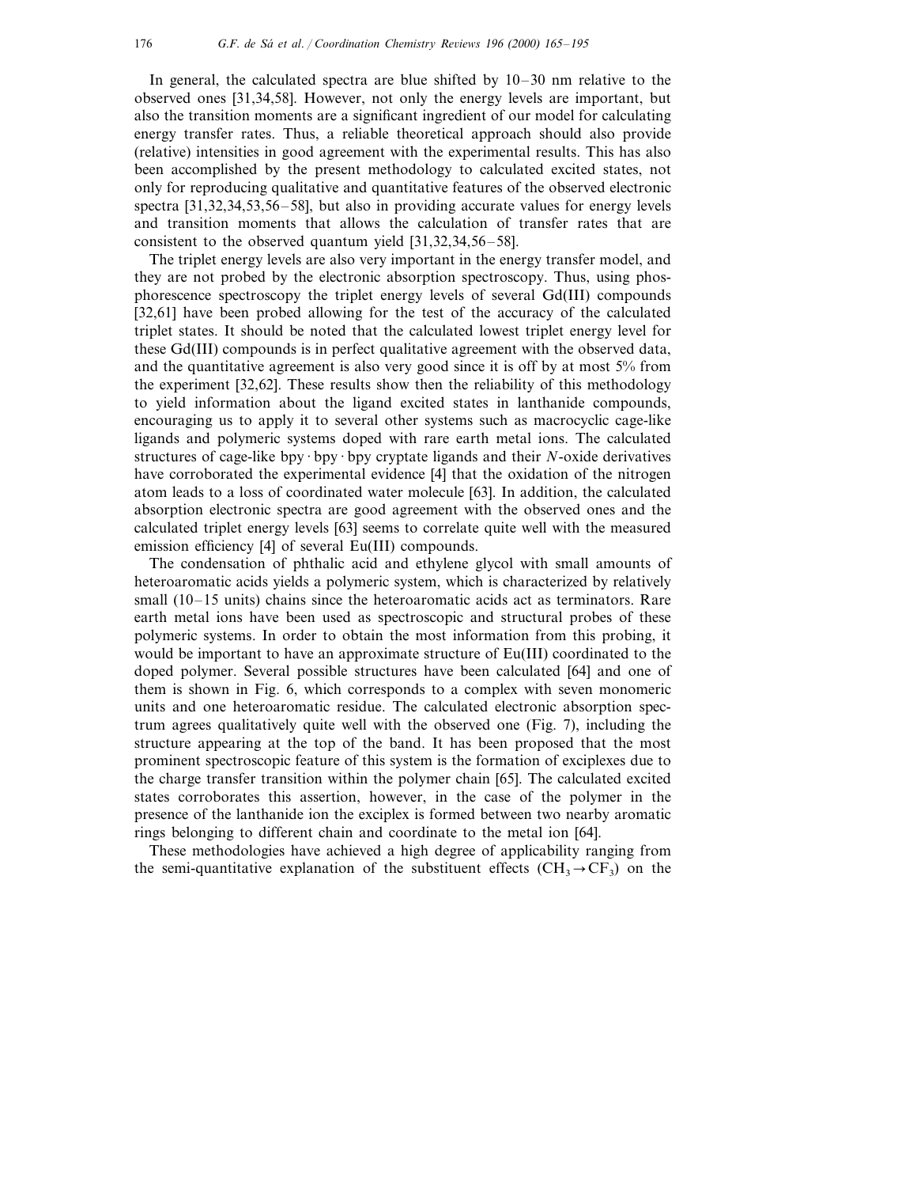In general, the calculated spectra are blue shifted by 10–30 nm relative to the observed ones [31,34,58]. However, not only the energy levels are important, but also the transition moments are a significant ingredient of our model for calculating energy transfer rates. Thus, a reliable theoretical approach should also provide (relative) intensities in good agreement with the experimental results. This has also been accomplished by the present methodology to calculated excited states, not only for reproducing qualitative and quantitative features of the observed electronic spectra [31,32,34,53,56–58], but also in providing accurate values for energy levels and transition moments that allows the calculation of transfer rates that are consistent to the observed quantum yield [31,32,34,56–58].

The triplet energy levels are also very important in the energy transfer model, and they are not probed by the electronic absorption spectroscopy. Thus, using phosphorescence spectroscopy the triplet energy levels of several Gd(III) compounds [32,61] have been probed allowing for the test of the accuracy of the calculated triplet states. It should be noted that the calculated lowest triplet energy level for these Gd(III) compounds is in perfect qualitative agreement with the observed data, and the quantitative agreement is also very good since it is off by at most 5% from the experiment [32,62]. These results show then the reliability of this methodology to yield information about the ligand excited states in lanthanide compounds, encouraging us to apply it to several other systems such as macrocyclic cage-like ligands and polymeric systems doped with rare earth metal ions. The calculated structures of cage-like bpy · bpy · bpy cryptate ligands and their *N*-oxide derivatives have corroborated the experimental evidence [4] that the oxidation of the nitrogen atom leads to a loss of coordinated water molecule [63]. In addition, the calculated absorption electronic spectra are good agreement with the observed ones and the calculated triplet energy levels [63] seems to correlate quite well with the measured emission efficiency [4] of several Eu(III) compounds.

The condensation of phthalic acid and ethylene glycol with small amounts of heteroaromatic acids yields a polymeric system, which is characterized by relatively small (10–15 units) chains since the heteroaromatic acids act as terminators. Rare earth metal ions have been used as spectroscopic and structural probes of these polymeric systems. In order to obtain the most information from this probing, it would be important to have an approximate structure of Eu(III) coordinated to the doped polymer. Several possible structures have been calculated [64] and one of them is shown in Fig. 6, which corresponds to a complex with seven monomeric units and one heteroaromatic residue. The calculated electronic absorption spectrum agrees qualitatively quite well with the observed one (Fig. 7), including the structure appearing at the top of the band. It has been proposed that the most prominent spectroscopic feature of this system is the formation of exciplexes due to the charge transfer transition within the polymer chain [65]. The calculated excited states corroborates this assertion, however, in the case of the polymer in the presence of the lanthanide ion the exciplex is formed between two nearby aromatic rings belonging to different chain and coordinate to the metal ion [64].

These methodologies have achieved a high degree of applicability ranging from the semi-quantitative explanation of the substituent effects ($CH_3 \rightarrow CF_3$) on the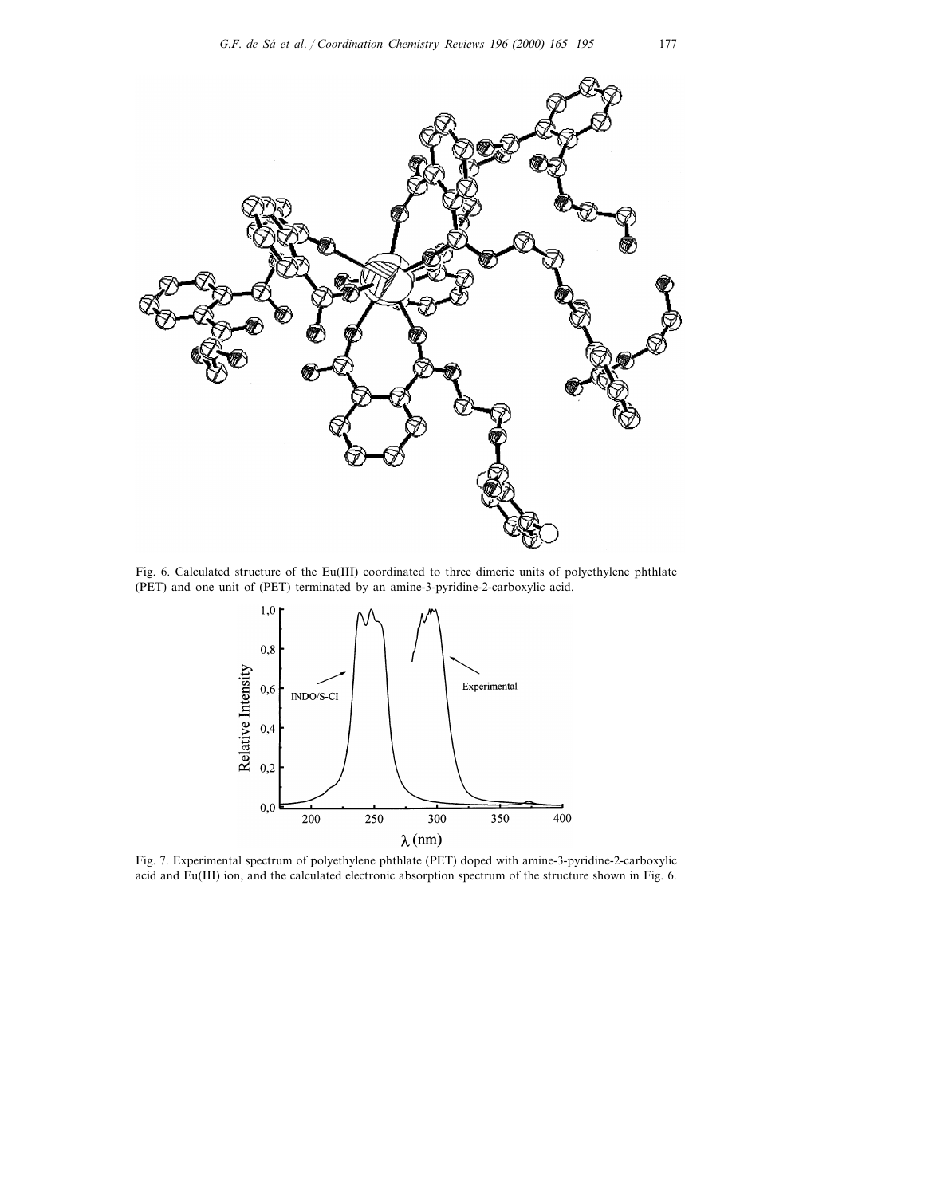Fig. 6. Calculated structure of the Eu(III) coordinated to three dimeric units of polyethylene phthlate (PET) and one unit of (PET) terminated by an amine-3-pyridine-2-carboxylic acid.

Fig. 7. Experimental spectrum of polyethylene phthlate (PET) doped with amine-3-pyridine-2-carboxylic acid and Eu(III) ion, and the calculated electronic absorption spectrum of the structure shown in Fig. 6.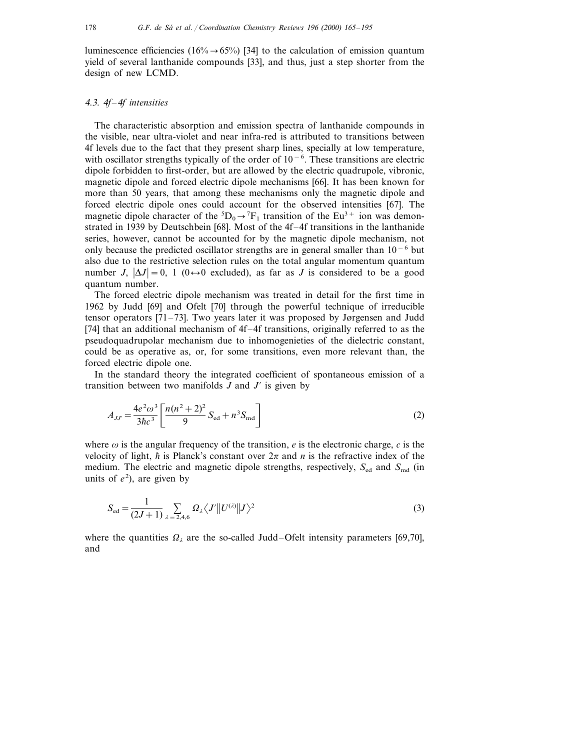luminescence efficiencies (16% → 65%) [34] to the calculation of emission quantum yield of several lanthanide compounds [33], and thus, just a step shorter from the design of new LCMD.

### 4.3. 4f–4f intensities

The characteristic absorption and emission spectra of lanthanide compounds in the visible, near ultra-violet and near infra-red is attributed to transitions between 4f levels due to the fact that they present sharp lines, specially at low temperature, with oscillator strengths typically of the order of $10^{-6}$. These transitions are electric dipole forbidden to first-order, but are allowed by the electric quadrupole, vibronic, magnetic dipole and forced electric dipole mechanisms [66]. It has been known for more than 50 years, that among these mechanisms only the magnetic dipole and forced electric dipole ones could account for the observed intensities [67]. The magnetic dipole character of the $^5D_0 \rightarrow {}^7F_1$ transition of the $Eu^{3+}$ ion was demonstrated in 1939 by Deutschbein [68]. Most of the 4f–4f transitions in the lanthanide series, however, cannot be accounted for by the magnetic dipole mechanism, not only because the predicted oscillator strengths are in general smaller than $10^{-6}$ but also due to the restrictive selection rules on the total angular momentum quantum number $J$, $|\Delta J| = 0, 1$ ($0 \leftrightarrow 0$ excluded), as far as $J$ is considered to be a good quantum number.

The forced electric dipole mechanism was treated in detail for the first time in 1962 by Judd [69] and Ofelt [70] through the powerful technique of irreducible tensor operators [71–73]. Two years later it was proposed by Jørgensen and Judd [74] that an additional mechanism of 4f–4f transitions, originally referred to as the pseudoquadrupolar mechanism due to inhomogenieties of the dielectric constant, could be as operative as, or, for some transitions, even more relevant than, the forced electric dipole one.

In the standard theory the integrated coefficient of spontaneous emission of a transition between two manifolds $J$ and $J'$ is given by

$$A_{JJ'} = \frac{4e^2\omega^3}{3\hbar c^3}\left[\frac{n(n^2+2)^2}{9} S_{\text{ed}} + n^3 S_{\text{md}}\right] \tag{2}$$

where $\omega$ is the angular frequency of the transition, $e$ is the electronic charge, $c$ is the velocity of light, $\hbar$ is Planck's constant over $2\pi$ and $n$ is the refractive index of the medium. The electric and magnetic dipole strengths, respectively, $S_{\text{ed}}$ and $S_{\text{md}}$ (in units of $e^2$), are given by

$$S_{\text{ed}} = \frac{1}{(2J+1)} \sum_{\lambda=2,4,6} \Omega_\lambda \langle J' \| U^{(\lambda)} \| J \rangle^2 \tag{3}$$

where the quantities $\Omega_\lambda$ are the so-called Judd–Ofelt intensity parameters [69,70], and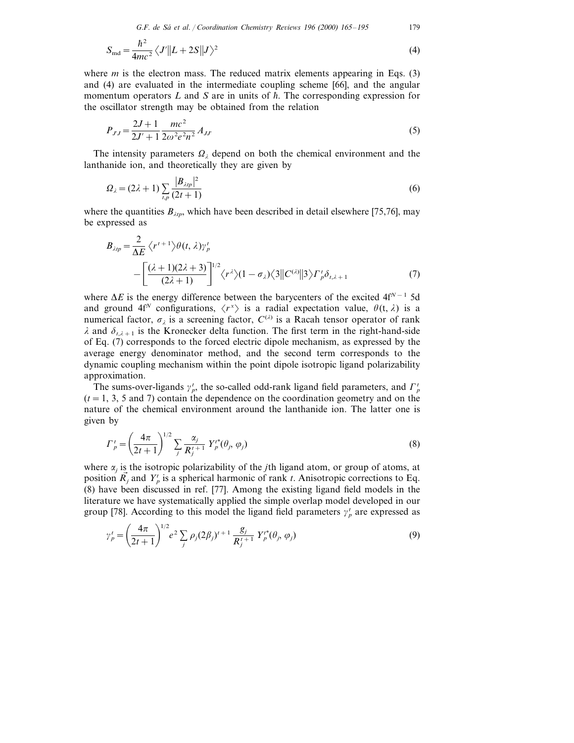$$S_{\mathrm{md}} = \frac{\hbar^2}{4mc^2} \langle J' \| L + 2S \| J \rangle^2 \tag{4}$$

where $m$ is the electron mass. The reduced matrix elements appearing in Eqs. (3) and (4) are evaluated in the intermediate coupling scheme [66], and the angular momentum operators $L$ and $S$ are in units of $\hbar$. The corresponding expression for the oscillator strength may be obtained from the relation

$$P_{J'J} = \frac{2J+1}{2J'+1} \frac{mc^2}{2\omega^2 e^2 n^2} A_{JJ'} \tag{5}$$

The intensity parameters $\Omega_\lambda$ depend on both the chemical environment and the lanthanide ion, and theoretically they are given by

$$\Omega_\lambda = (2\lambda + 1) \sum_{t,p} \frac{|B_{\lambda t p}|^2}{(2t+1)} \tag{6}$$

where the quantities $B_{\lambda t p}$, which have been described in detail elsewhere [75,76], may be expressed as

$$B_{\lambda t p} = \frac{2}{\Delta E} \langle r^{t+1} \rangle \theta(t, \lambda) \gamma_p^t - \left[ \frac{(\lambda+1)(2\lambda+3)}{(2\lambda+1)} \right]^{1/2} \langle r^\lambda \rangle (1 - \sigma_\lambda) \langle 3 \| C^{(\lambda)} \| 3 \rangle \Gamma_p^t \delta_{t, \lambda+1} \tag{7}$$

where $\Delta E$ is the energy difference between the barycenters of the excited $4f^{N-1}$ 5d and ground $4f^N$ configurations, $\langle r^x \rangle$ is a radial expectation value, $\theta(t, \lambda)$ is a numerical factor, $\sigma_\lambda$ is a screening factor, $C^{(\lambda)}$ is a Racah tensor operator of rank $\lambda$ and $\delta_{t,\lambda+1}$ is the Kronecker delta function. The first term in the right-hand-side of Eq. (7) corresponds to the forced electric dipole mechanism, as expressed by the average energy denominator method, and the second term corresponds to the dynamic coupling mechanism within the point dipole isotropic ligand polarizability approximation.

The sums-over-ligands $\gamma_p^t$, the so-called odd-rank ligand field parameters, and $\Gamma_p^t$ ($t = 1$, 3, 5 and 7) contain the dependence on the coordination geometry and on the nature of the chemical environment around the lanthanide ion. The latter one is given by

$$\Gamma_p^t = \left( \frac{4\pi}{2t+1} \right)^{1/2} \sum_j \frac{\alpha_j}{R_j^{t+1}} Y_p^{t*}(\theta_j, \varphi_j) \tag{8}$$

where $\alpha_j$ is the isotropic polarizability of the $j$th ligand atom, or group of atoms, at position $\vec{R}_j$ and $Y_p^t$ is a spherical harmonic of rank $t$. Anisotropic corrections to Eq. (8) have been discussed in ref. [77]. Among the existing ligand field models in the literature we have systematically applied the simple overlap model developed in our group [78]. According to this model the ligand field parameters $\gamma_p^t$ are expressed as

$$\gamma_p^t = \left( \frac{4\pi}{2t+1} \right)^{1/2} e^2 \sum_j \rho_j (2\beta_j)^{t+1} \frac{g_j}{R_j^{t+1}} Y_p^{t*}(\theta_j, \varphi_j) \tag{9}$$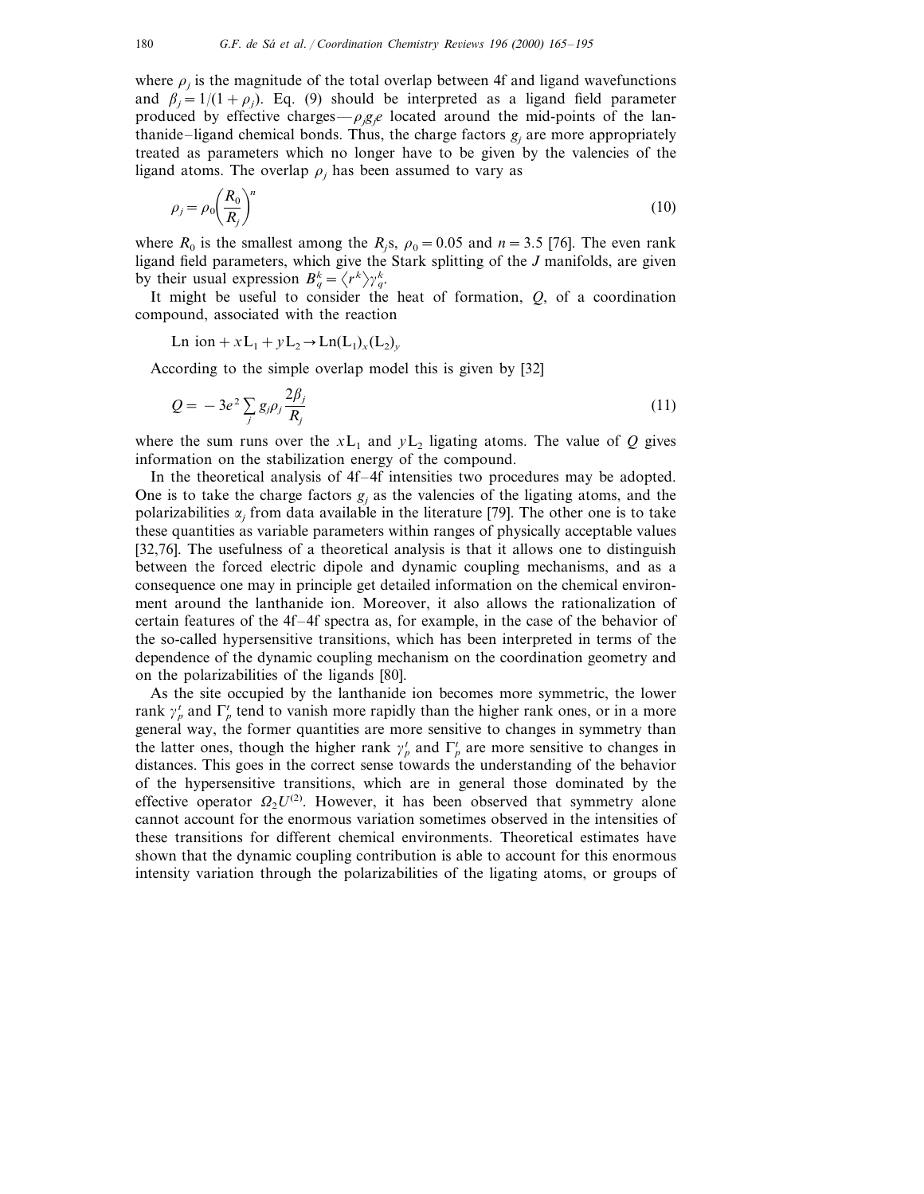where $\rho_j$ is the magnitude of the total overlap between 4f and ligand wavefunctions and $\beta_j = 1/(1 + \rho_j)$. Eq. (9) should be interpreted as a ligand field parameter produced by effective charges—$\rho_j g_j e$ located around the mid-points of the lanthanide–ligand chemical bonds. Thus, the charge factors $g_j$ are more appropriately treated as parameters which no longer have to be given by the valencies of the ligand atoms. The overlap $\rho_j$ has been assumed to vary as

$$\rho_j = \rho_0 \left( \frac{R_0}{R_j} \right)^n \tag{10}$$

where $R_0$ is the smallest among the $R_j$s, $\rho_0 = 0.05$ and $n = 3.5$ [76]. The even rank ligand field parameters, which give the Stark splitting of the $J$ manifolds, are given by their usual expression $B_q^k = \langle r^k \rangle \gamma_q^k$.

It might be useful to consider the heat of formation, $Q$, of a coordination compound, associated with the reaction

$$\text{Ln ion} + x\text{L}_1 + y\text{L}_2 \rightarrow \text{Ln}(\text{L}_1)_x(\text{L}_2)_y$$

According to the simple overlap model this is given by [32]

$$Q = -3e^2 \sum_j g_j \rho_j \frac{2\beta_j}{R_j} \tag{11}$$

where the sum runs over the $x\text{L}_1$ and $y\text{L}_2$ ligating atoms. The value of $Q$ gives information on the stabilization energy of the compound.

In the theoretical analysis of 4f–4f intensities two procedures may be adopted. One is to take the charge factors $g_j$ as the valencies of the ligating atoms, and the polarizabilities $\alpha_j$ from data available in the literature [79]. The other one is to take these quantities as variable parameters within ranges of physically acceptable values [32,76]. The usefulness of a theoretical analysis is that it allows one to distinguish between the forced electric dipole and dynamic coupling mechanisms, and as a consequence one may in principle get detailed information on the chemical environment around the lanthanide ion. Moreover, it also allows the rationalization of certain features of the 4f–4f spectra as, for example, in the case of the behavior of the so-called hypersensitive transitions, which has been interpreted in terms of the dependence of the dynamic coupling mechanism on the coordination geometry and on the polarizabilities of the ligands [80].

As the site occupied by the lanthanide ion becomes more symmetric, the lower rank $\gamma_p^t$ and $\Gamma_p^t$ tend to vanish more rapidly than the higher rank ones, or in a more general way, the former quantities are more sensitive to changes in symmetry than the latter ones, though the higher rank $\gamma_p^t$ and $\Gamma_p^t$ are more sensitive to changes in distances. This goes in the correct sense towards the understanding of the behavior of the hypersensitive transitions, which are in general those dominated by the effective operator $\Omega_2 U^{(2)}$. However, it has been observed that symmetry alone cannot account for the enormous variation sometimes observed in the intensities of these transitions for different chemical environments. Theoretical estimates have shown that the dynamic coupling contribution is able to account for this enormous intensity variation through the polarizabilities of the ligating atoms, or groups of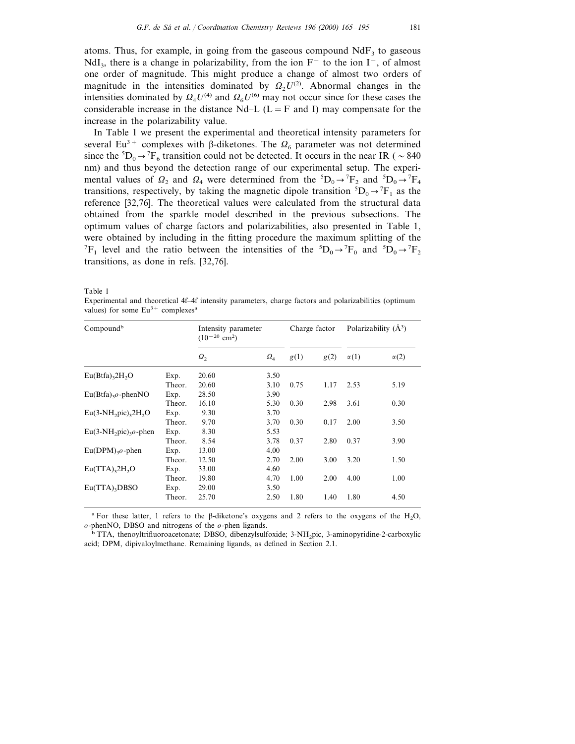atoms. Thus, for example, in going from the gaseous compound $NdF_3$ to gaseous $NdI_3$, there is a change in polarizability, from the ion $F^-$ to the ion $I^-$, of almost one order of magnitude. This might produce a change of almost two orders of magnitude in the intensities dominated by $\Omega_2 U^{(2)}$. Abnormal changes in the intensities dominated by $\Omega_4 U^{(4)}$ and $\Omega_6 U^{(6)}$ may not occur since for these cases the considerable increase in the distance Nd–L (L = F and I) may compensate for the increase in the polarizability value.

In Table 1 we present the experimental and theoretical intensity parameters for several $Eu^{3+}$ complexes with β-diketones. The $\Omega_6$ parameter was not determined since the $^5D_0 \rightarrow {}^7F_6$ transition could not be detected. It occurs in the near IR (~840 nm) and thus beyond the detection range of our experimental setup. The experimental values of $\Omega_2$ and $\Omega_4$ were determined from the $^5D_0 \rightarrow {}^7F_2$ and $^5D_0 \rightarrow {}^7F_4$ transitions, respectively, by taking the magnetic dipole transition $^5D_0 \rightarrow {}^7F_1$ as the reference [32,76]. The theoretical values were calculated from the structural data obtained from the sparkle model described in the previous subsections. The optimum values of charge factors and polarizabilities, also presented in Table 1, were obtained by including in the fitting procedure the maximum splitting of the $^7F_1$ level and the ratio between the intensities of the $^5D_0 \rightarrow {}^7F_0$ and $^5D_0 \rightarrow {}^7F_2$ transitions, as done in refs. [32,76].

Table 1
Experimental and theoretical 4f–4f intensity parameters, charge factors and polarizabilities (optimum values) for some $Eu^{3+}$ complexes[a]

| Compound[b] | | Intensity parameter ($10^{-20}$ cm$^2$) | | Charge factor | | Polarizability (Å$^3$) | |
|---|---|---|---|---|---|---|---|
| | | $\Omega_2$ | $\Omega_4$ | $g(1)$ | $g(2)$ | $\alpha(1)$ | $\alpha(2)$ |
| $Eu(Btfa)_3 2H_2O$ | Exp. | 20.60 | 3.50 | | | | |
| | Theor. | 20.60 | 3.10 | 0.75 | 1.17 | 2.53 | 5.19 |
| $Eu(Btfa)_3$*o*-phenNO | Exp. | 28.50 | 3.90 | | | | |
| | Theor. | 16.10 | 5.30 | 0.30 | 2.98 | 3.61 | 0.30 |
| $Eu(3\text{-}NH_2pic)_3 2H_2O$ | Exp. | 9.30 | 3.70 | | | | |
| | Theor. | 9.70 | 3.70 | 0.30 | 0.17 | 2.00 | 3.50 |
| $Eu(3\text{-}NH_2pic)_3$*o*-phen | Exp. | 8.30 | 5.53 | | | | |
| | Theor. | 8.54 | 3.78 | 0.37 | 2.80 | 0.37 | 3.90 |
| $Eu(DPM)_3$*o*-phen | Exp. | 13.00 | 4.00 | | | | |
| | Theor. | 12.50 | 2.70 | 2.00 | 3.00 | 3.20 | 1.50 |
| $Eu(TTA)_3 2H_2O$ | Exp. | 33.00 | 4.60 | | | | |
| | Theor. | 19.80 | 4.70 | 1.00 | 2.00 | 4.00 | 1.00 |
| $Eu(TTA)_3$DBSO | Exp. | 29.00 | 3.50 | | | | |
| | Theor. | 25.70 | 2.50 | 1.80 | 1.40 | 1.80 | 4.50 |

[a] For these latter, 1 refers to the β-diketone's oxygens and 2 refers to the oxygens of the $H_2O$, *o*-phenNO, DBSO and nitrogens of the *o*-phen ligands.

[b] TTA, thenoyltrifluoroacetonate; DBSO, dibenzylsulfoxide; 3-$NH_2$pic, 3-aminopyridine-2-carboxylic acid; DPM, dipivaloylmethane. Remaining ligands, as defined in Section 2.1.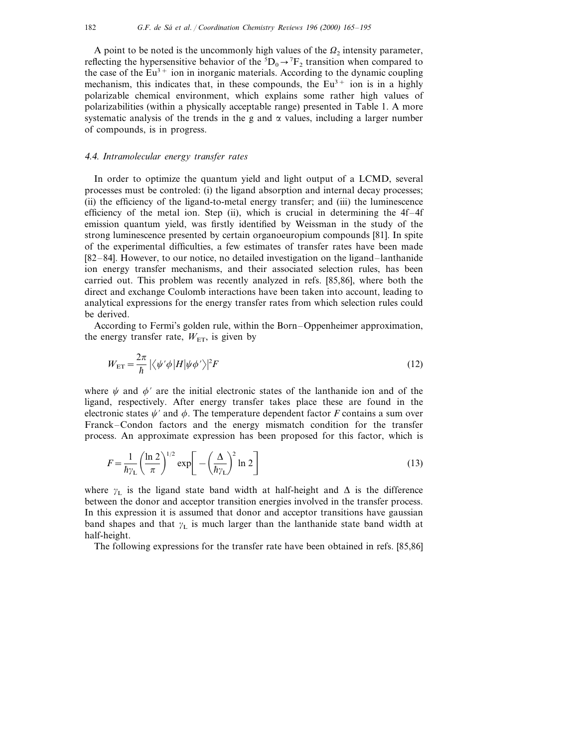A point to be noted is the uncommonly high values of the $\Omega_2$ intensity parameter, reflecting the hypersensitive behavior of the $^5D_0 \rightarrow ^7F_2$ transition when compared to the case of the $Eu^{3+}$ ion in inorganic materials. According to the dynamic coupling mechanism, this indicates that, in these compounds, the $Eu^{3+}$ ion is in a highly polarizable chemical environment, which explains some rather high values of polarizabilities (within a physically acceptable range) presented in Table 1. A more systematic analysis of the trends in the g and α values, including a larger number of compounds, is in progress.

### 4.4. Intramolecular energy transfer rates

In order to optimize the quantum yield and light output of a LCMD, several processes must be controled: (i) the ligand absorption and internal decay processes; (ii) the efficiency of the ligand-to-metal energy transfer; and (iii) the luminescence efficiency of the metal ion. Step (ii), which is crucial in determining the 4f–4f emission quantum yield, was firstly identified by Weissman in the study of the strong luminescence presented by certain organoeuropium compounds [81]. In spite of the experimental difficulties, a few estimates of transfer rates have been made [82–84]. However, to our notice, no detailed investigation on the ligand–lanthanide ion energy transfer mechanisms, and their associated selection rules, has been carried out. This problem was recently analyzed in refs. [85,86], where both the direct and exchange Coulomb interactions have been taken into account, leading to analytical expressions for the energy transfer rates from which selection rules could be derived.

According to Fermi's golden rule, within the Born–Oppenheimer approximation, the energy transfer rate, $W_{ET}$, is given by

$$W_{ET} = \frac{2\pi}{\hbar} |\langle \psi' \phi | H | \psi \phi' \rangle|^2 F \tag{12}$$

where $\psi$ and $\phi'$ are the initial electronic states of the lanthanide ion and of the ligand, respectively. After energy transfer takes place these are found in the electronic states $\psi'$ and $\phi$. The temperature dependent factor $F$ contains a sum over Franck–Condon factors and the energy mismatch condition for the transfer process. An approximate expression has been proposed for this factor, which is

$$F = \frac{1}{\hbar \gamma_L} \left( \frac{\ln 2}{\pi} \right)^{1/2} \exp\left[ -\left( \frac{\Delta}{\hbar \gamma_L} \right)^2 \ln 2 \right] \tag{13}$$

where $\gamma_L$ is the ligand state band width at half-height and $\Delta$ is the difference between the donor and acceptor transition energies involved in the transfer process. In this expression it is assumed that donor and acceptor transitions have gaussian band shapes and that $\gamma_L$ is much larger than the lanthanide state band width at half-height.

The following expressions for the transfer rate have been obtained in refs. [85,86]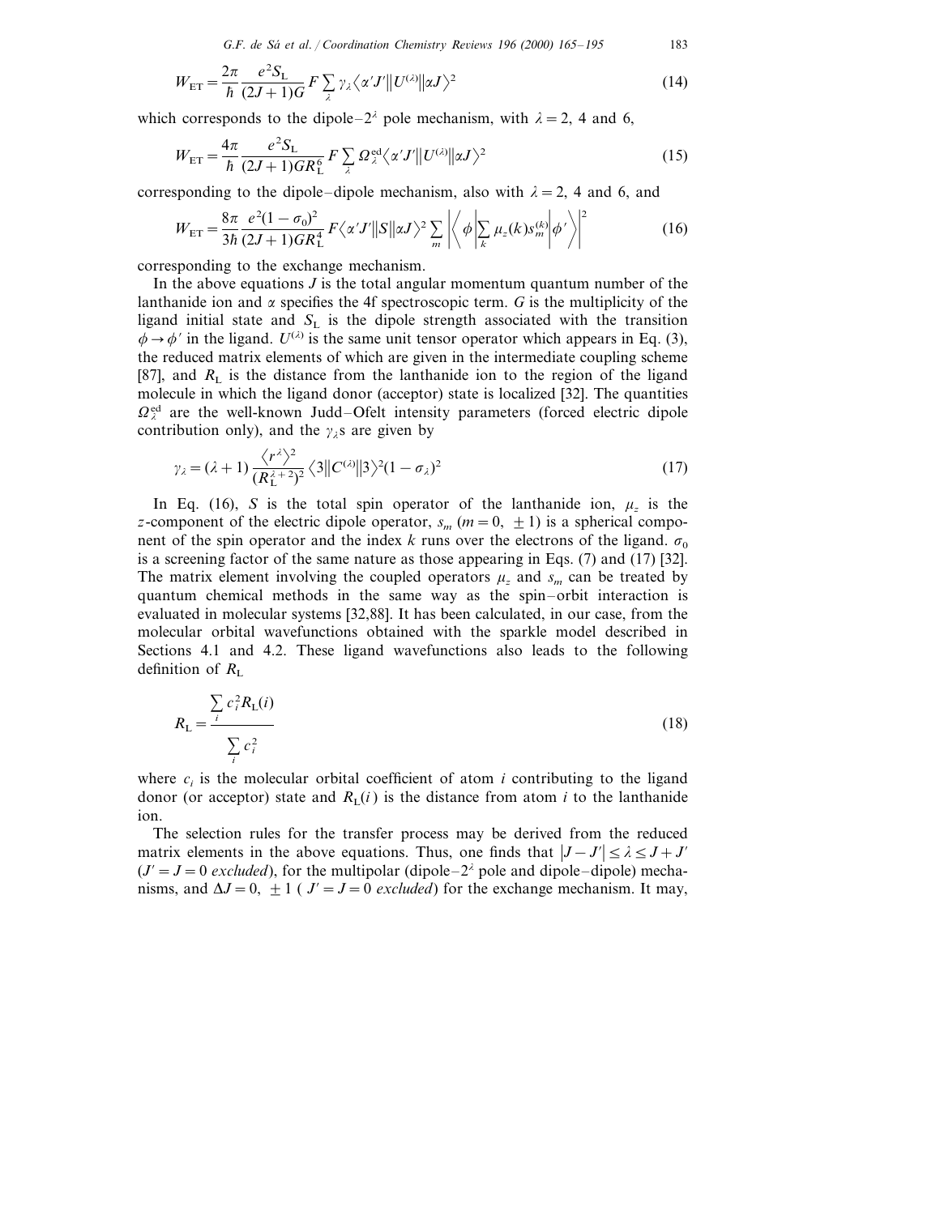$$W_{\mathrm{ET}} = \frac{2\pi}{\hbar} \frac{e^2 S_{\mathrm{L}}}{(2J+1)G} F \sum_{\lambda} \gamma_{\lambda} \langle \alpha' J' \| U^{(\lambda)} \| \alpha J \rangle^2 \tag{14}$$

which corresponds to the dipole–$2^{\lambda}$ pole mechanism, with $\lambda = 2$, 4 and 6,

$$W_{\mathrm{ET}} = \frac{4\pi}{\hbar} \frac{e^2 S_{\mathrm{L}}}{(2J+1)GR_{\mathrm{L}}^6} F \sum_{\lambda} \Omega_{\lambda}^{\mathrm{ed}} \langle \alpha' J' \| U^{(\lambda)} \| \alpha J \rangle^2 \tag{15}$$

corresponding to the dipole–dipole mechanism, also with $\lambda = 2$, 4 and 6, and

$$W_{\mathrm{ET}} = \frac{8\pi}{3\hbar} \frac{e^2(1-\sigma_0)^2}{(2J+1)GR_{\mathrm{L}}^4} F \langle \alpha' J' \| S \| \alpha J \rangle^2 \sum_{m} \left| \left\langle \phi \left| \sum_{k} \mu_z(k) s_m^{(k)} \right| \phi' \right\rangle \right|^2 \tag{16}$$

corresponding to the exchange mechanism.

In the above equations $J$ is the total angular momentum quantum number of the lanthanide ion and $\alpha$ specifies the 4f spectroscopic term. $G$ is the multiplicity of the ligand initial state and $S_{\mathrm{L}}$ is the dipole strength associated with the transition $\phi \to \phi'$ in the ligand. $U^{(\lambda)}$ is the same unit tensor operator which appears in Eq. (3), the reduced matrix elements of which are given in the intermediate coupling scheme [87], and $R_{\mathrm{L}}$ is the distance from the lanthanide ion to the region of the ligand molecule in which the ligand donor (acceptor) state is localized [32]. The quantities $\Omega_{\lambda}^{\mathrm{ed}}$ are the well-known Judd–Ofelt intensity parameters (forced electric dipole contribution only), and the $\gamma_{\lambda}$s are given by

$$\gamma_{\lambda} = (\lambda+1) \frac{\langle r^{\lambda} \rangle^2}{(R_{\mathrm{L}}^{\lambda+2})^2} \langle 3 \| C^{(\lambda)} \| 3 \rangle^2 (1-\sigma_{\lambda})^2 \tag{17}$$

In Eq. (16), $S$ is the total spin operator of the lanthanide ion, $\mu_z$ is the $z$-component of the electric dipole operator, $s_m$ ($m = 0, \pm 1$) is a spherical component of the spin operator and the index $k$ runs over the electrons of the ligand. $\sigma_0$ is a screening factor of the same nature as those appearing in Eqs. (7) and (17) [32]. The matrix element involving the coupled operators $\mu_z$ and $s_m$ can be treated by quantum chemical methods in the same way as the spin–orbit interaction is evaluated in molecular systems [32,88]. It has been calculated, in our case, from the molecular orbital wavefunctions obtained with the sparkle model described in Sections 4.1 and 4.2. These ligand wavefunctions also leads to the following definition of $R_{\mathrm{L}}$

$$R_{\mathrm{L}} = \frac{\sum_i c_i^2 R_{\mathrm{L}}(i)}{\sum_i c_i^2} \tag{18}$$

where $c_i$ is the molecular orbital coefficient of atom $i$ contributing to the ligand donor (or acceptor) state and $R_{\mathrm{L}}(i)$ is the distance from atom $i$ to the lanthanide ion.

The selection rules for the transfer process may be derived from the reduced matrix elements in the above equations. Thus, one finds that $|J - J'| \leq \lambda \leq J + J'$ ($J' = J = 0$ *excluded*), for the multipolar (dipole–$2^{\lambda}$ pole and dipole–dipole) mechanisms, and $\Delta J = 0, \pm 1$ ($J' = J = 0$ *excluded*) for the exchange mechanism. It may,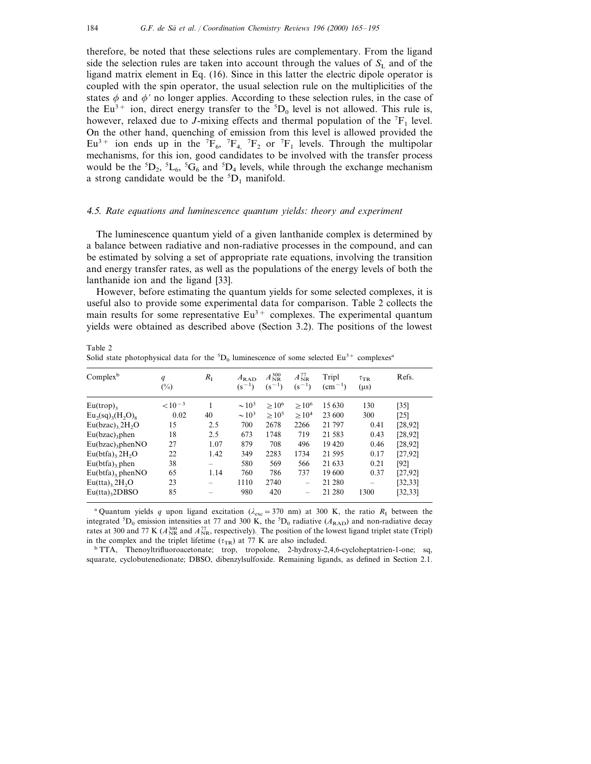therefore, be noted that these selections rules are complementary. From the ligand side the selection rules are taken into account through the values of $S_L$ and of the ligand matrix element in Eq. (16). Since in this latter the electric dipole operator is coupled with the spin operator, the usual selection rule on the multiplicities of the states $\phi$ and $\phi'$ no longer applies. According to these selection rules, in the case of the $Eu^{3+}$ ion, direct energy transfer to the $^5D_0$ level is not allowed. This rule is, however, relaxed due to $J$-mixing effects and thermal population of the $^7F_1$ level. On the other hand, quenching of emission from this level is allowed provided the $Eu^{3+}$ ion ends up in the $^7F_6$, $^7F_4$, $^7F_2$ or $^7F_1$ levels. Through the multipolar mechanisms, for this ion, good candidates to be involved with the transfer process would be the $^5D_2$, $^5L_6$, $^5G_6$ and $^5D_4$ levels, while through the exchange mechanism a strong candidate would be the $^5D_1$ manifold.

### *4.5. Rate equations and luminescence quantum yields: theory and experiment*

The luminescence quantum yield of a given lanthanide complex is determined by a balance between radiative and non-radiative processes in the compound, and can be estimated by solving a set of appropriate rate equations, involving the transition and energy transfer rates, as well as the populations of the energy levels of both the lanthanide ion and the ligand [33].

However, before estimating the quantum yields for some selected complexes, it is useful also to provide some experimental data for comparison. Table 2 collects the main results for some representative $Eu^{3+}$ complexes. The experimental quantum yields were obtained as described above (Section 3.2). The positions of the lowest

Table 2
Solid state photophysical data for the $^5D_0$ luminescence of some selected $Eu^{3+}$ complexes[a]

| Complex[b] | $q$ (%) | $R_I$ | $A_{RAD}$ ($s^{-1}$) | $A_{NR}^{300}$ ($s^{-1}$) | $A_{NR}^{77}$ ($s^{-1}$) | Tripl ($cm^{-1}$) | $\tau_{TR}$ (μs) | Refs. |
|---|---|---|---|---|---|---|---|---|
| $Eu(trop)_3$ | $<10^{-3}$ | 1 | $\sim 10^3$ | $\geq 10^6$ | $\geq 10^6$ | 15 630 | 130 | [35] |
| $Eu_2(sq)_3(H_2O)_8$ | 0.02 | 40 | $\sim 10^3$ | $\geq 10^5$ | $\geq 10^4$ | 23 600 | 300 | [25] |
| $Eu(bzac)_3 2H_2O$ | 15 | 2.5 | 700 | 2678 | 2266 | 21 797 | 0.41 | [28,92] |
| $Eu(bzac)_3phen$ | 18 | 2.5 | 673 | 1748 | 719 | 21 583 | 0.43 | [28,92] |
| $Eu(bzac)_3phenNO$ | 27 | 1.07 | 879 | 708 | 496 | 19 420 | 0.46 | [28,92] |
| $Eu(btfa)_3 2H_2O$ | 22 | 1.42 | 349 | 2283 | 1734 | 21 595 | 0.17 | [27,92] |
| $Eu(btfa)_3 phen$ | 38 | – | 580 | 569 | 566 | 21 633 | 0.21 | [92] |
| $Eu(btfa)_3 phenNO$ | 65 | 1.14 | 760 | 786 | 737 | 19 600 | 0.37 | [27,92] |
| $Eu(tta)_3 2H_2O$ | 23 | – | 1110 | 2740 | – | 21 280 | – | [32,33] |
| $Eu(tta)_3 2DBSO$ | 85 | – | 980 | 420 | – | 21 280 | 1300 | [32,33] |

[a] Quantum yields $q$ upon ligand excitation ($\lambda_{exc} = 370$ nm) at 300 K, the ratio $R_I$ between the integrated $^5D_0$ emission intensities at 77 and 300 K, the $^5D_0$ radiative ($A_{RAD}$) and non-radiative decay rates at 300 and 77 K ($A_{NR}^{300}$ and $A_{NR}^{77}$, respectively). The position of the lowest ligand triplet state (Tripl) in the complex and the triplet lifetime ($\tau_{TR}$) at 77 K are also included.

[b] TTA, Thenoyltrifluoroacetonate; trop, tropolone, 2-hydroxy-2,4,6-cycloheptatrien-1-one; sq, squarate, cyclobutenedionate; DBSO, dibenzylsulfoxide. Remaining ligands, as defined in Section 2.1.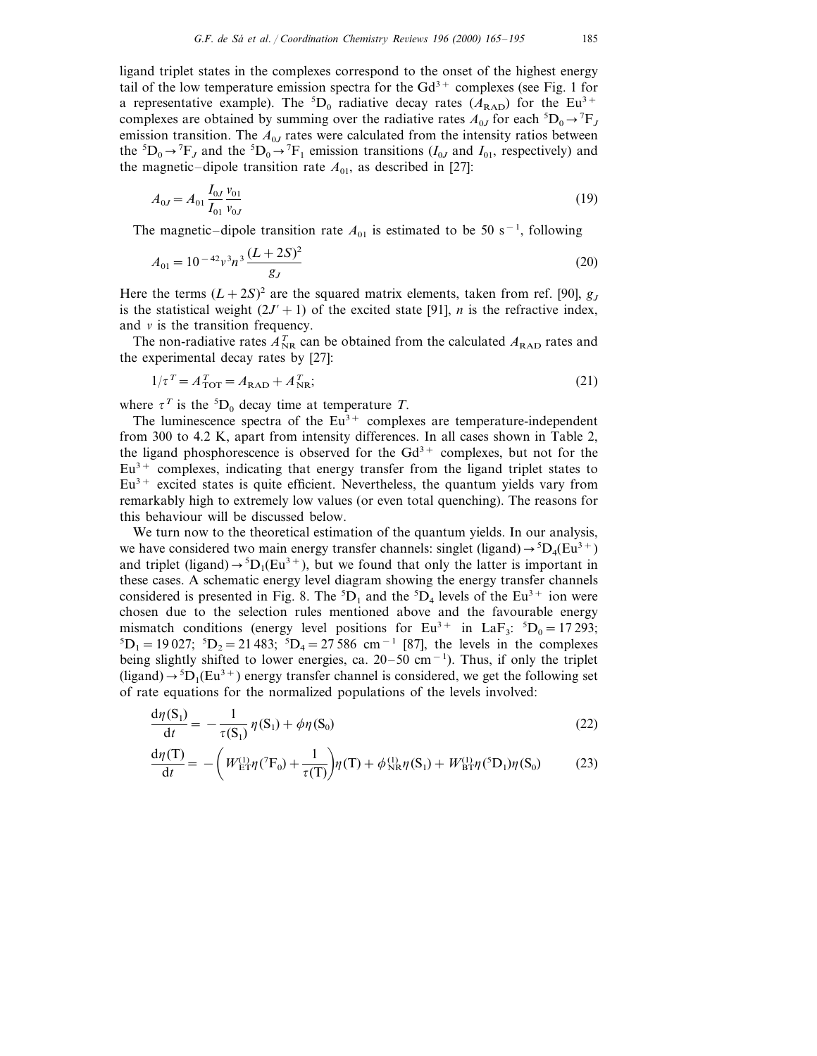ligand triplet states in the complexes correspond to the onset of the highest energy tail of the low temperature emission spectra for the $Gd^{3+}$ complexes (see Fig. 1 for a representative example). The $^5D_0$ radiative decay rates ($A_{RAD}$) for the $Eu^{3+}$ complexes are obtained by summing over the radiative rates $A_{0J}$ for each $^5D_0 \rightarrow {}^7F_J$ emission transition. The $A_{0J}$ rates were calculated from the intensity ratios between the $^5D_0 \rightarrow {}^7F_J$ and the $^5D_0 \rightarrow {}^7F_1$ emission transitions ($I_{0J}$ and $I_{01}$, respectively) and the magnetic–dipole transition rate $A_{01}$, as described in [27]:

$$A_{0J} = A_{01} \frac{I_{0J}}{I_{01}} \frac{v_{01}}{v_{0J}} \tag{19}$$

The magnetic–dipole transition rate $A_{01}$ is estimated to be 50 $s^{-1}$, following

$$A_{01} = 10^{-42} v^3 n^3 \frac{(L+2S)^2}{g_J} \tag{20}$$

Here the terms $(L+2S)^2$ are the squared matrix elements, taken from ref. [90], $g_J$ is the statistical weight $(2J'+1)$ of the excited state [91], $n$ is the refractive index, and $v$ is the transition frequency.

The non-radiative rates $A_{NR}^T$ can be obtained from the calculated $A_{RAD}$ rates and the experimental decay rates by [27]:

$$1/\tau^T = A_{TOT}^T = A_{RAD} + A_{NR}^T; \tag{21}$$

where $\tau^T$ is the $^5D_0$ decay time at temperature $T$.

The luminescence spectra of the $Eu^{3+}$ complexes are temperature-independent from 300 to 4.2 K, apart from intensity differences. In all cases shown in Table 2, the ligand phosphorescence is observed for the $Gd^{3+}$ complexes, but not for the $Eu^{3+}$ complexes, indicating that energy transfer from the ligand triplet states to $Eu^{3+}$ excited states is quite efficient. Nevertheless, the quantum yields vary from remarkably high to extremely low values (or even total quenching). The reasons for this behaviour will be discussed below.

We turn now to the theoretical estimation of the quantum yields. In our analysis, we have considered two main energy transfer channels: singlet (ligand) $\rightarrow {}^5D_4(Eu^{3+})$ and triplet (ligand) $\rightarrow {}^5D_1(Eu^{3+})$, but we found that only the latter is important in these cases. A schematic energy level diagram showing the energy transfer channels considered is presented in Fig. 8. The $^5D_1$ and the $^5D_4$ levels of the $Eu^{3+}$ ion were chosen due to the selection rules mentioned above and the favourable energy mismatch conditions (energy level positions for $Eu^{3+}$ in $LaF_3$: $^5D_0 = 17\,293$; $^5D_1 = 19\,027$; $^5D_2 = 21\,483$; $^5D_4 = 27\,586$ $cm^{-1}$ [87], the levels in the complexes being slightly shifted to lower energies, ca. 20–50 $cm^{-1}$). Thus, if only the triplet (ligand) $\rightarrow {}^5D_1(Eu^{3+})$ energy transfer channel is considered, we get the following set of rate equations for the normalized populations of the levels involved:

$$\frac{d\eta(S_1)}{dt} = -\frac{1}{\tau(S_1)}\eta(S_1) + \phi\eta(S_0) \tag{22}$$

$$\frac{d\eta(T)}{dt} = -\left(W_{ET}^{(1)}\eta({}^7F_0) + \frac{1}{\tau(T)}\right)\eta(T) + \phi_{NR}^{(1)}\eta(S_1) + W_{BT}^{(1)}\eta({}^5D_1)\eta(S_0) \tag{23}$$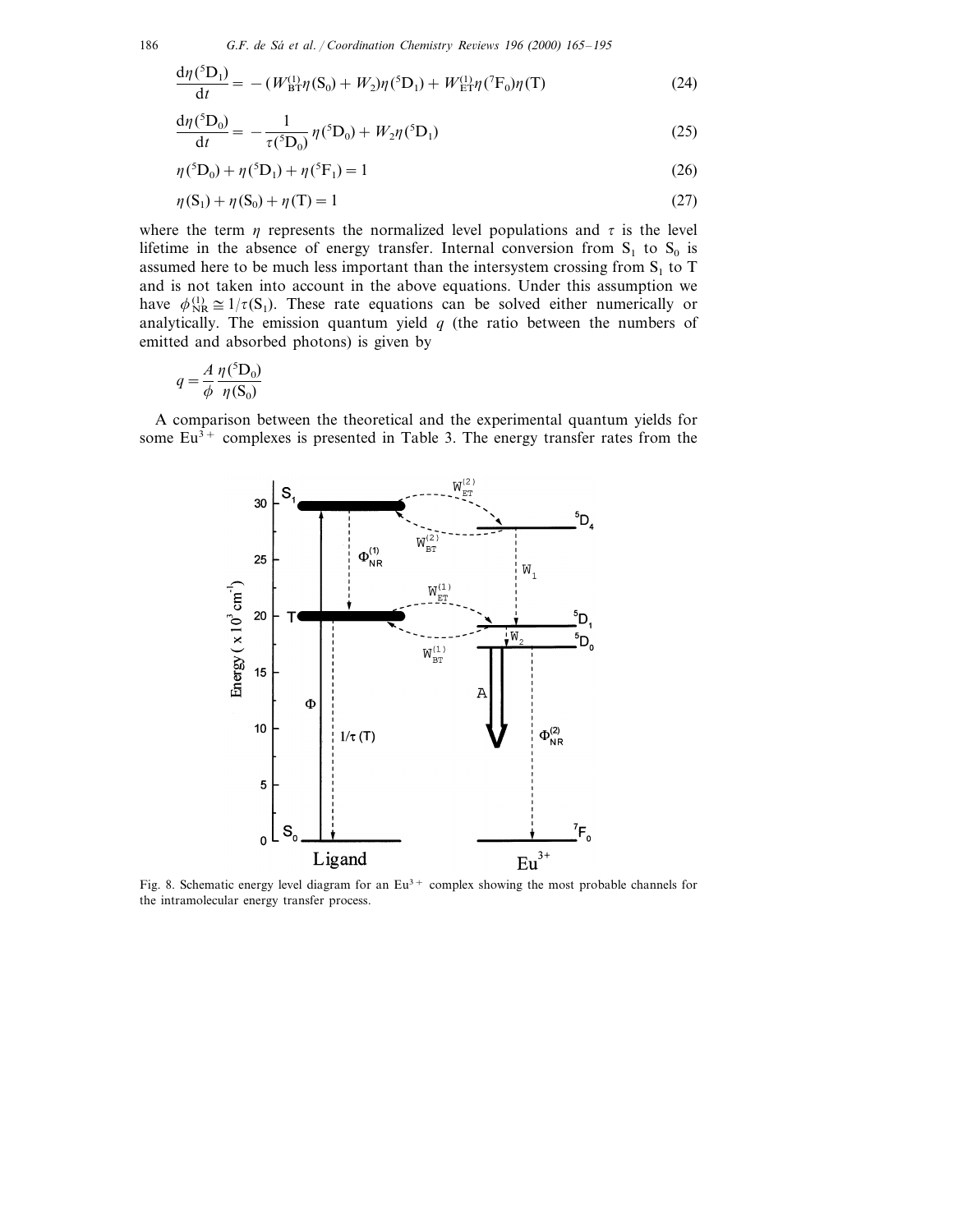$$\frac{d\eta(^5D_1)}{dt} = -(W_{BT}^{(1)}\eta(S_0) + W_2)\eta(^5D_1) + W_{ET}^{(1)}\eta(^7F_0)\eta(T) \tag{24}$$

$$\frac{d\eta(^5D_0)}{dt} = -\frac{1}{\tau(^5D_0)}\eta(^5D_0) + W_2\eta(^5D_1) \tag{25}$$

$$\eta(^5D_0) + \eta(^5D_1) + \eta(^5F_1) = 1 \tag{26}$$

$$\eta(S_1) + \eta(S_0) + \eta(T) = 1 \tag{27}$$

where the term $\eta$ represents the normalized level populations and $\tau$ is the level lifetime in the absence of energy transfer. Internal conversion from $S_1$ to $S_0$ is assumed here to be much less important than the intersystem crossing from $S_1$ to T and is not taken into account in the above equations. Under this assumption we have $\phi_{NR}^{(1)} \cong 1/\tau(S_1)$. These rate equations can be solved either numerically or analytically. The emission quantum yield $q$ (the ratio between the numbers of emitted and absorbed photons) is given by

$$q = \frac{A}{\phi}\frac{\eta(^5D_0)}{\eta(S_0)}$$

A comparison between the theoretical and the experimental quantum yields for some $Eu^{3+}$ complexes is presented in Table 3. The energy transfer rates from the

Fig. 8. Schematic energy level diagram for an $Eu^{3+}$ complex showing the most probable channels for the intramolecular energy transfer process.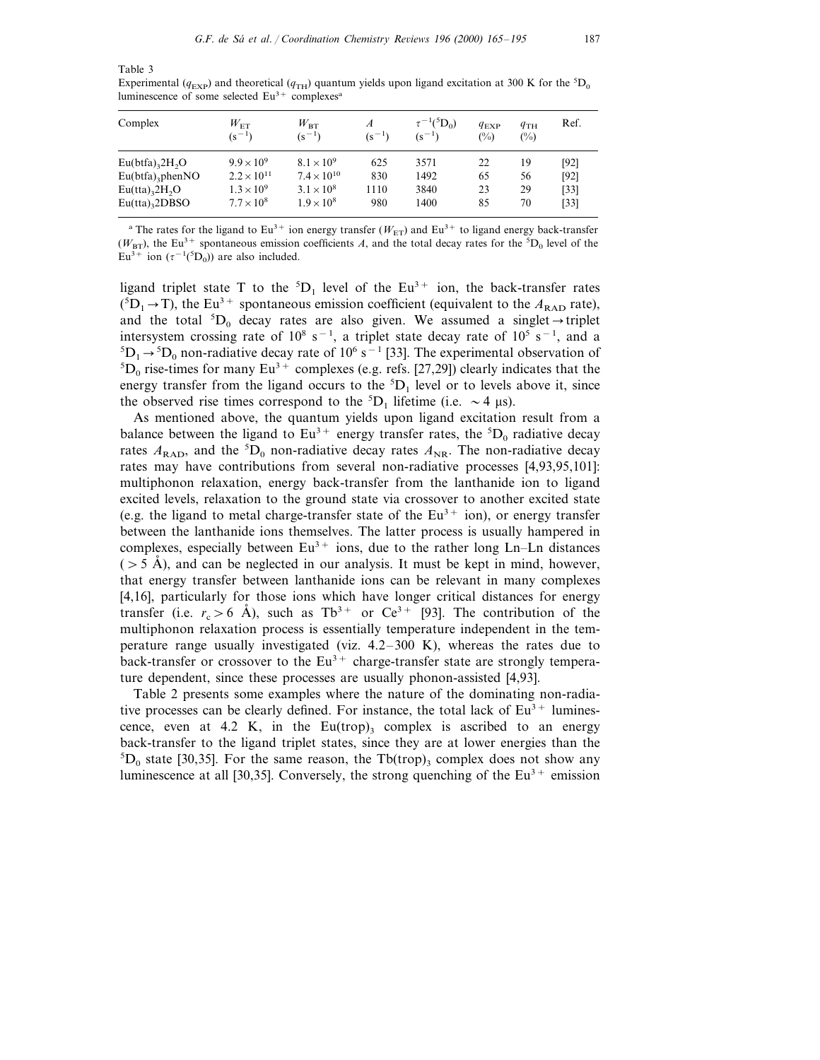Table 3
Experimental ($q_{EXP}$) and theoretical ($q_{TH}$) quantum yields upon ligand excitation at 300 K for the $^5D_0$ luminescence of some selected $Eu^{3+}$ complexes[a]

| Complex | $W_{ET}$ ($s^{-1}$) | $W_{BT}$ ($s^{-1}$) | $A$ ($s^{-1}$) | $\tau^{-1}(^5D_0)$ ($s^{-1}$) | $q_{EXP}$ (%) | $q_{TH}$ (%) | Ref. |
|---|---|---|---|---|---|---|---|
| $Eu(btfa)_3 2H_2O$ | $9.9 \times 10^9$ | $8.1 \times 10^9$ | 625 | 3571 | 22 | 19 | [92] |
| $Eu(btfa)_3$phenNO | $2.2 \times 10^{11}$ | $7.4 \times 10^{10}$ | 830 | 1492 | 65 | 56 | [92] |
| $Eu(tta)_3 2H_2O$ | $1.3 \times 10^9$ | $3.1 \times 10^8$ | 1110 | 3840 | 23 | 29 | [33] |
| $Eu(tta)_3$2DBSO | $7.7 \times 10^8$ | $1.9 \times 10^8$ | 980 | 1400 | 85 | 70 | [33] |

[a] The rates for the ligand to $Eu^{3+}$ ion energy transfer ($W_{ET}$) and $Eu^{3+}$ to ligand energy back-transfer ($W_{BT}$), the $Eu^{3+}$ spontaneous emission coefficients $A$, and the total decay rates for the $^5D_0$ level of the $Eu^{3+}$ ion ($\tau^{-1}(^5D_0)$) are also included.

ligand triplet state T to the $^5D_1$ level of the $Eu^{3+}$ ion, the back-transfer rates ($^5D_1 \rightarrow T$), the $Eu^{3+}$ spontaneous emission coefficient (equivalent to the $A_{RAD}$ rate), and the total $^5D_0$ decay rates are also given. We assumed a singlet → triplet intersystem crossing rate of $10^8$ $s^{-1}$, a triplet state decay rate of $10^5$ $s^{-1}$, and a $^5D_1 \rightarrow {}^5D_0$ non-radiative decay rate of $10^6$ $s^{-1}$ [33]. The experimental observation of $^5D_0$ rise-times for many $Eu^{3+}$ complexes (e.g. refs. [27,29]) clearly indicates that the energy transfer from the ligand occurs to the $^5D_1$ level or to levels above it, since the observed rise times correspond to the $^5D_1$ lifetime (i.e. ~4 μs).

As mentioned above, the quantum yields upon ligand excitation result from a balance between the ligand to $Eu^{3+}$ energy transfer rates, the $^5D_0$ radiative decay rates $A_{RAD}$, and the $^5D_0$ non-radiative decay rates $A_{NR}$. The non-radiative decay rates may have contributions from several non-radiative processes [4,93,95,101]: multiphonon relaxation, energy back-transfer from the lanthanide ion to ligand excited levels, relaxation to the ground state via crossover to another excited state (e.g. the ligand to metal charge-transfer state of the $Eu^{3+}$ ion), or energy transfer between the lanthanide ions themselves. The latter process is usually hampered in complexes, especially between $Eu^{3+}$ ions, due to the rather long Ln–Ln distances (> 5 Å), and can be neglected in our analysis. It must be kept in mind, however, that energy transfer between lanthanide ions can be relevant in many complexes [4,16], particularly for those ions which have longer critical distances for energy transfer (i.e. $r_c > 6$ Å), such as $Tb^{3+}$ or $Ce^{3+}$ [93]. The contribution of the multiphonon relaxation process is essentially temperature independent in the temperature range usually investigated (viz. 4.2–300 K), whereas the rates due to back-transfer or crossover to the $Eu^{3+}$ charge-transfer state are strongly temperature dependent, since these processes are usually phonon-assisted [4,93].

Table 2 presents some examples where the nature of the dominating non-radiative processes can be clearly defined. For instance, the total lack of $Eu^{3+}$ luminescence, even at 4.2 K, in the $Eu(trop)_3$ complex is ascribed to an energy back-transfer to the ligand triplet states, since they are at lower energies than the $^5D_0$ state [30,35]. For the same reason, the $Tb(trop)_3$ complex does not show any luminescence at all [30,35]. Conversely, the strong quenching of the $Eu^{3+}$ emission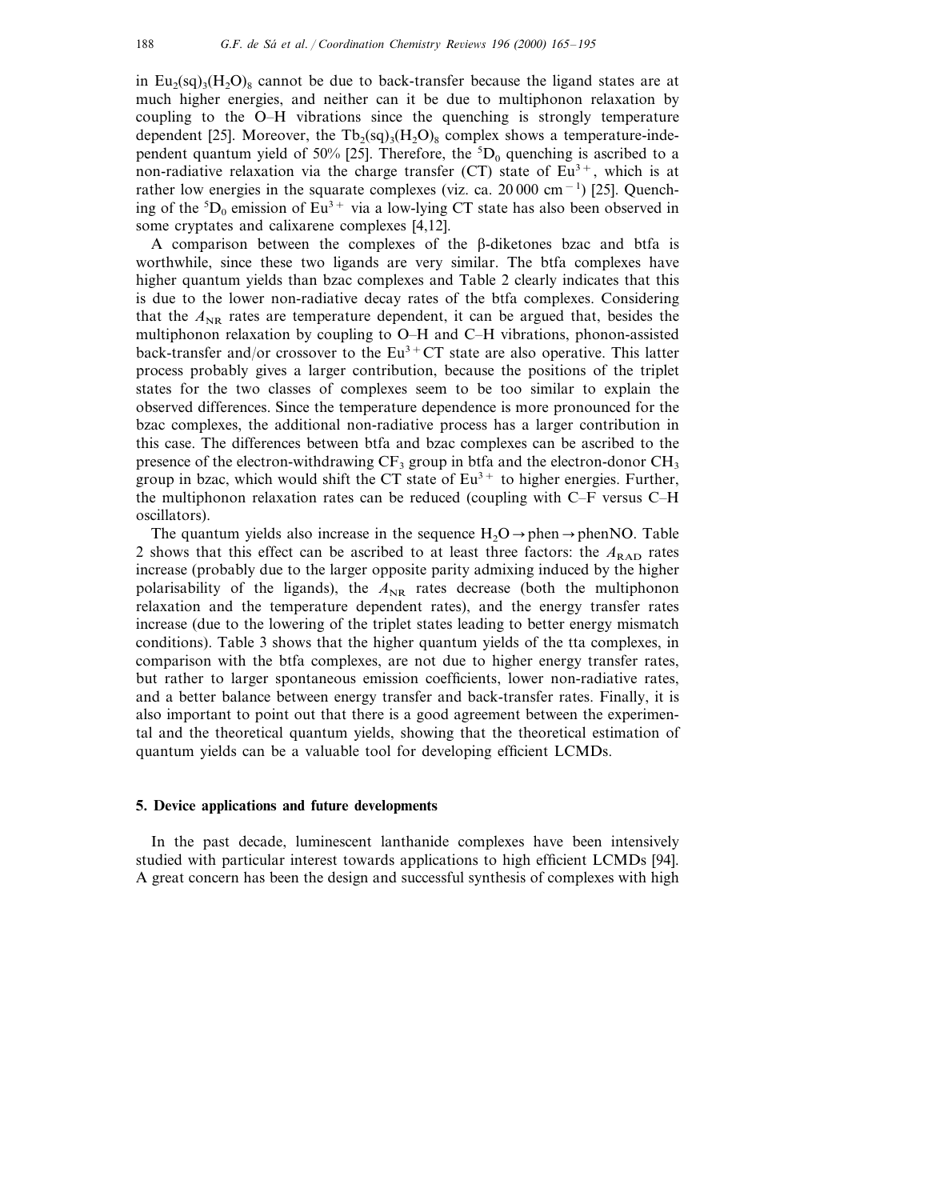in $Eu_2(sq)_3(H_2O)_8$ cannot be due to back-transfer because the ligand states are at much higher energies, and neither can it be due to multiphonon relaxation by coupling to the O–H vibrations since the quenching is strongly temperature dependent [25]. Moreover, the $Tb_2(sq)_3(H_2O)_8$ complex shows a temperature-independent quantum yield of 50% [25]. Therefore, the $^5D_0$ quenching is ascribed to a non-radiative relaxation via the charge transfer (CT) state of $Eu^{3+}$, which is at rather low energies in the squarate complexes (viz. ca. 20 000 $cm^{-1}$) [25]. Quenching of the $^5D_0$ emission of $Eu^{3+}$ via a low-lying CT state has also been observed in some cryptates and calixarene complexes [4,12].

A comparison between the complexes of the β-diketones bzac and btfa is worthwhile, since these two ligands are very similar. The btfa complexes have higher quantum yields than bzac complexes and Table 2 clearly indicates that this is due to the lower non-radiative decay rates of the btfa complexes. Considering that the $A_{NR}$ rates are temperature dependent, it can be argued that, besides the multiphonon relaxation by coupling to O–H and C–H vibrations, phonon-assisted back-transfer and/or crossover to the $Eu^{3+}$ CT state are also operative. This latter process probably gives a larger contribution, because the positions of the triplet states for the two classes of complexes seem to be too similar to explain the observed differences. Since the temperature dependence is more pronounced for the bzac complexes, the additional non-radiative process has a larger contribution in this case. The differences between btfa and bzac complexes can be ascribed to the presence of the electron-withdrawing $CF_3$ group in btfa and the electron-donor $CH_3$ group in bzac, which would shift the CT state of $Eu^{3+}$ to higher energies. Further, the multiphonon relaxation rates can be reduced (coupling with C–F versus C–H oscillators).

The quantum yields also increase in the sequence $H_2O \rightarrow$ phen $\rightarrow$ phenNO. Table 2 shows that this effect can be ascribed to at least three factors: the $A_{RAD}$ rates increase (probably due to the larger opposite parity admixing induced by the higher polarisability of the ligands), the $A_{NR}$ rates decrease (both the multiphonon relaxation and the temperature dependent rates), and the energy transfer rates increase (due to the lowering of the triplet states leading to better energy mismatch conditions). Table 3 shows that the higher quantum yields of the tta complexes, in comparison with the btfa complexes, are not due to higher energy transfer rates, but rather to larger spontaneous emission coefficients, lower non-radiative rates, and a better balance between energy transfer and back-transfer rates. Finally, it is also important to point out that there is a good agreement between the experimental and the theoretical quantum yields, showing that the theoretical estimation of quantum yields can be a valuable tool for developing efficient LCMDs.

## 5. Device applications and future developments

In the past decade, luminescent lanthanide complexes have been intensively studied with particular interest towards applications to high efficient LCMDs [94]. A great concern has been the design and successful synthesis of complexes with high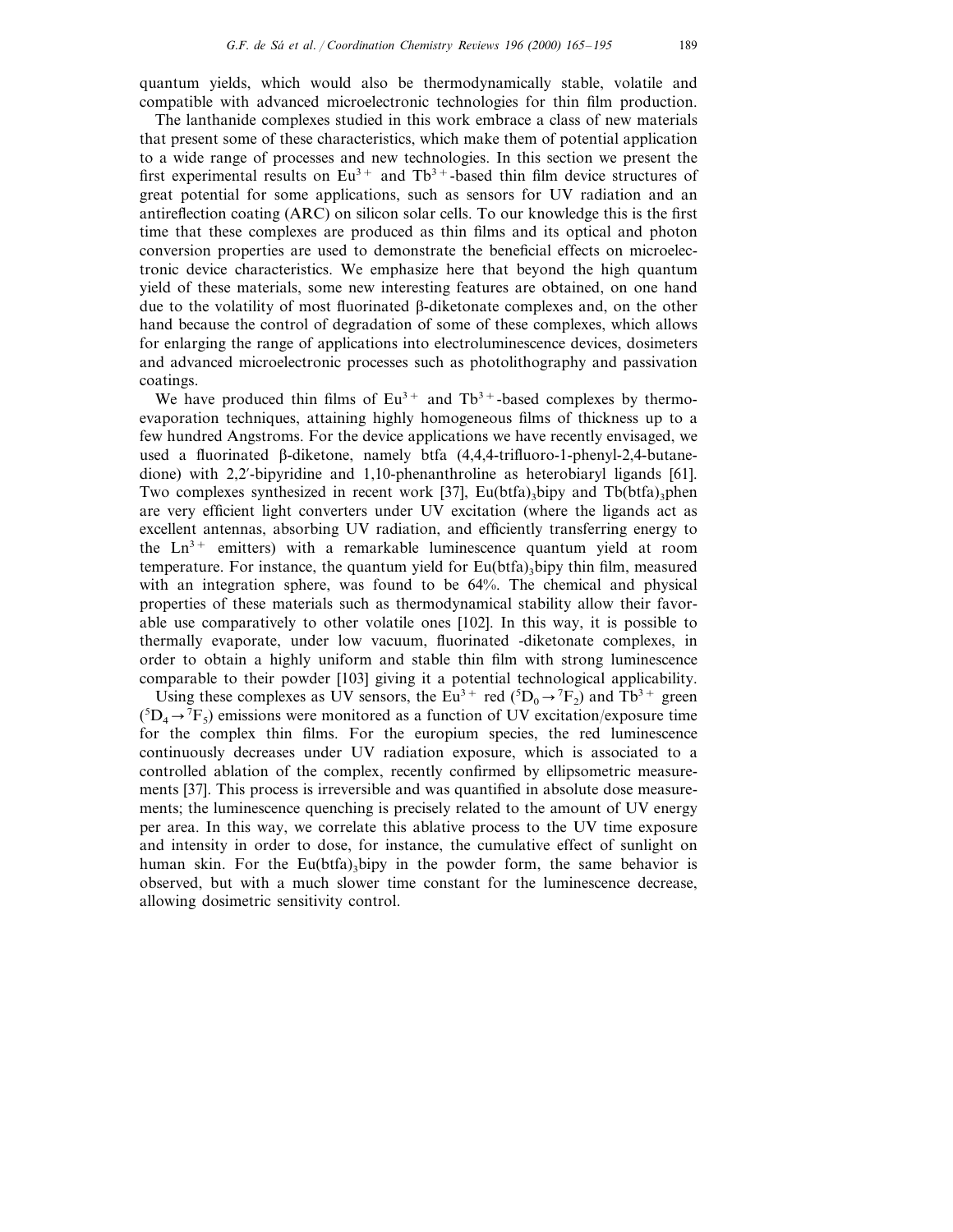quantum yields, which would also be thermodynamically stable, volatile and compatible with advanced microelectronic technologies for thin film production.

The lanthanide complexes studied in this work embrace a class of new materials that present some of these characteristics, which make them of potential application to a wide range of processes and new technologies. In this section we present the first experimental results on $Eu^{3+}$ and $Tb^{3+}$-based thin film device structures of great potential for some applications, such as sensors for UV radiation and an antireflection coating (ARC) on silicon solar cells. To our knowledge this is the first time that these complexes are produced as thin films and its optical and photon conversion properties are used to demonstrate the beneficial effects on microelectronic device characteristics. We emphasize here that beyond the high quantum yield of these materials, some new interesting features are obtained, on one hand due to the volatility of most fluorinated β-diketonate complexes and, on the other hand because the control of degradation of some of these complexes, which allows for enlarging the range of applications into electroluminescence devices, dosimeters and advanced microelectronic processes such as photolithography and passivation coatings.

We have produced thin films of $Eu^{3+}$ and $Tb^{3+}$-based complexes by thermoevaporation techniques, attaining highly homogeneous films of thickness up to a few hundred Angstroms. For the device applications we have recently envisaged, we used a fluorinated β-diketone, namely btfa (4,4,4-trifluoro-1-phenyl-2,4-butanedione) with 2,2′-bipyridine and 1,10-phenanthroline as heterobiaryl ligands [61]. Two complexes synthesized in recent work [37], $Eu(btfa)_3bipy$ and $Tb(btfa)_3phen$ are very efficient light converters under UV excitation (where the ligands act as excellent antennas, absorbing UV radiation, and efficiently transferring energy to the $Ln^{3+}$ emitters) with a remarkable luminescence quantum yield at room temperature. For instance, the quantum yield for $Eu(btfa)_3bipy$ thin film, measured with an integration sphere, was found to be 64%. The chemical and physical properties of these materials such as thermodynamical stability allow their favorable use comparatively to other volatile ones [102]. In this way, it is possible to thermally evaporate, under low vacuum, fluorinated -diketonate complexes, in order to obtain a highly uniform and stable thin film with strong luminescence comparable to their powder [103] giving it a potential technological applicability.

Using these complexes as UV sensors, the $Eu^{3+}$ red ($^5D_0 \rightarrow {}^7F_2$) and $Tb^{3+}$ green ($^5D_4 \rightarrow {}^7F_5$) emissions were monitored as a function of UV excitation/exposure time for the complex thin films. For the europium species, the red luminescence continuously decreases under UV radiation exposure, which is associated to a controlled ablation of the complex, recently confirmed by ellipsometric measurements [37]. This process is irreversible and was quantified in absolute dose measurements; the luminescence quenching is precisely related to the amount of UV energy per area. In this way, we correlate this ablative process to the UV time exposure and intensity in order to dose, for instance, the cumulative effect of sunlight on human skin. For the $Eu(btfa)_3bipy$ in the powder form, the same behavior is observed, but with a much slower time constant for the luminescence decrease, allowing dosimetric sensitivity control.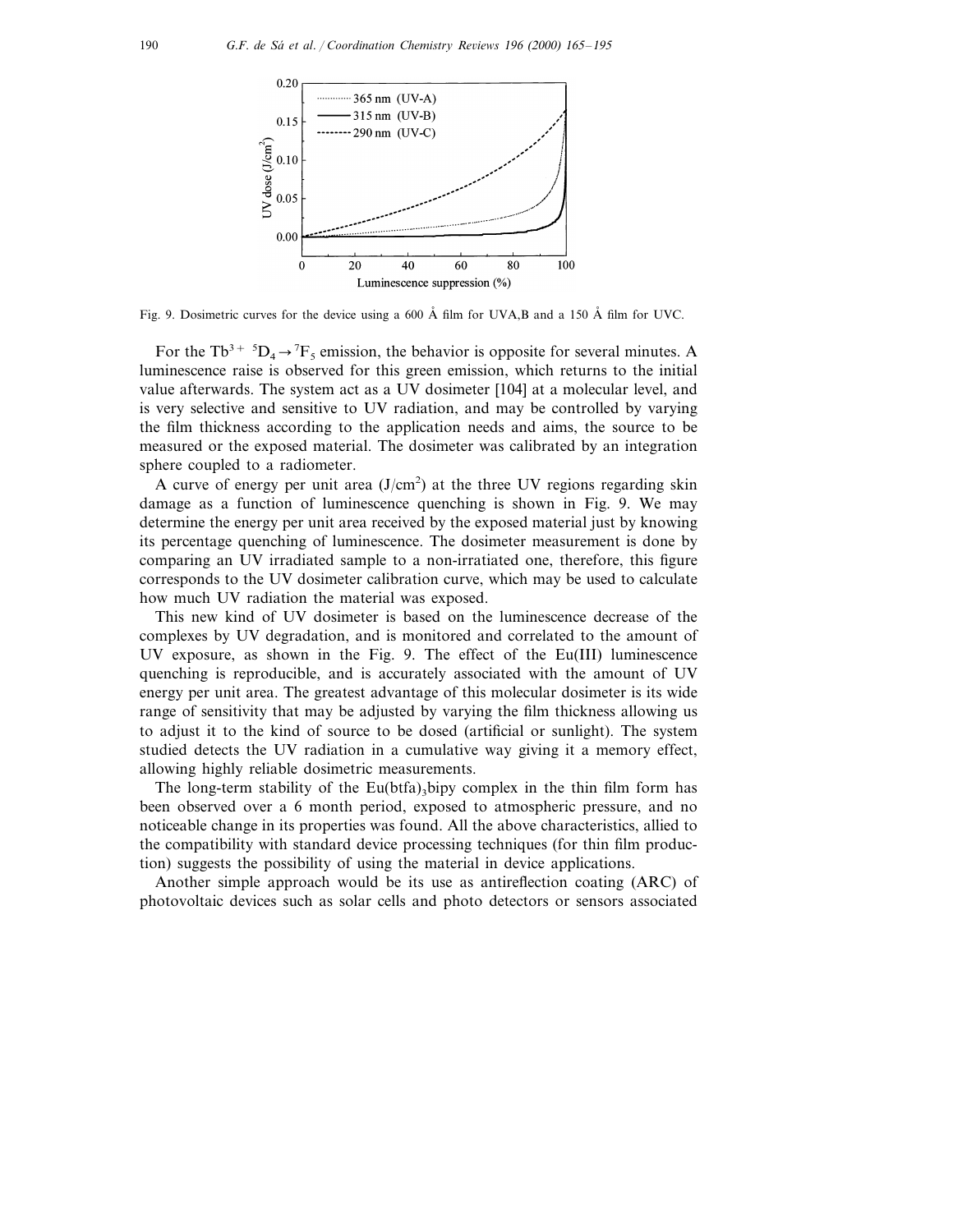Fig. 9. Dosimetric curves for the device using a 600 Å film for UVA,B and a 150 Å film for UVC.

For the $Tb^{3+}$ $^5D_4 \rightarrow {}^7F_5$ emission, the behavior is opposite for several minutes. A luminescence raise is observed for this green emission, which returns to the initial value afterwards. The system act as a UV dosimeter [104] at a molecular level, and is very selective and sensitive to UV radiation, and may be controlled by varying the film thickness according to the application needs and aims, the source to be measured or the exposed material. The dosimeter was calibrated by an integration sphere coupled to a radiometer.

A curve of energy per unit area ($J/cm^2$) at the three UV regions regarding skin damage as a function of luminescence quenching is shown in Fig. 9. We may determine the energy per unit area received by the exposed material just by knowing its percentage quenching of luminescence. The dosimeter measurement is done by comparing an UV irradiated sample to a non-irratiated one, therefore, this figure corresponds to the UV dosimeter calibration curve, which may be used to calculate how much UV radiation the material was exposed.

This new kind of UV dosimeter is based on the luminescence decrease of the complexes by UV degradation, and is monitored and correlated to the amount of UV exposure, as shown in the Fig. 9. The effect of the Eu(III) luminescence quenching is reproducible, and is accurately associated with the amount of UV energy per unit area. The greatest advantage of this molecular dosimeter is its wide range of sensitivity that may be adjusted by varying the film thickness allowing us to adjust it to the kind of source to be dosed (artificial or sunlight). The system studied detects the UV radiation in a cumulative way giving it a memory effect, allowing highly reliable dosimetric measurements.

The long-term stability of the $Eu(btfa)_3bipy$ complex in the thin film form has been observed over a 6 month period, exposed to atmospheric pressure, and no noticeable change in its properties was found. All the above characteristics, allied to the compatibility with standard device processing techniques (for thin film production) suggests the possibility of using the material in device applications.

Another simple approach would be its use as antireflection coating (ARC) of photovoltaic devices such as solar cells and photo detectors or sensors associated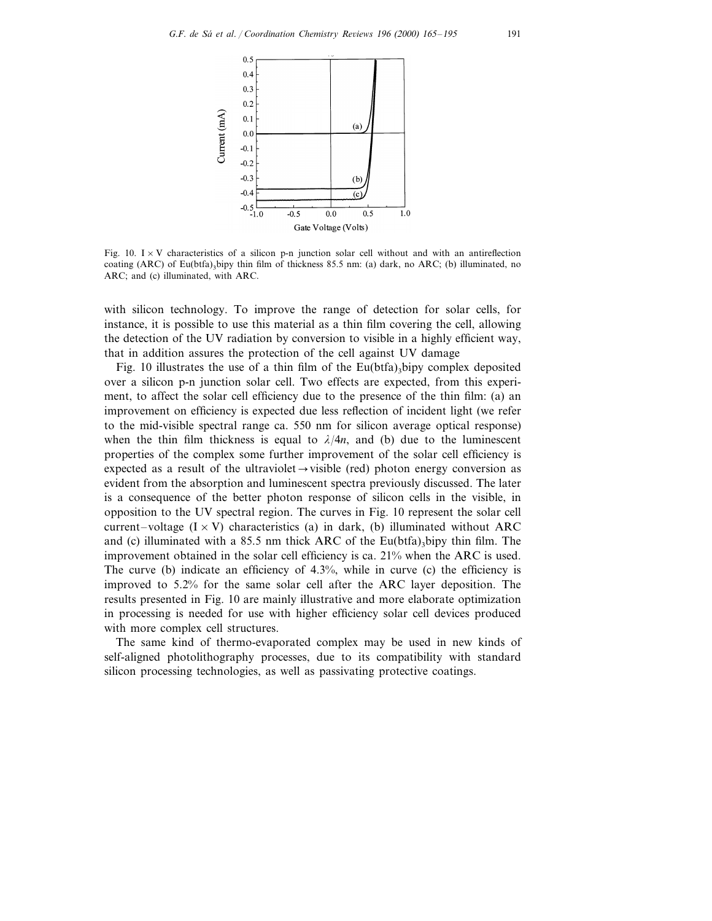Fig. 10. I × V characteristics of a silicon p-n junction solar cell without and with an antireflection coating (ARC) of Eu(btfa)$_3$bipy thin film of thickness 85.5 nm: (a) dark, no ARC; (b) illuminated, no ARC; and (c) illuminated, with ARC.

with silicon technology. To improve the range of detection for solar cells, for instance, it is possible to use this material as a thin film covering the cell, allowing the detection of the UV radiation by conversion to visible in a highly efficient way, that in addition assures the protection of the cell against UV damage

Fig. 10 illustrates the use of a thin film of the Eu(btfa)$_3$bipy complex deposited over a silicon p-n junction solar cell. Two effects are expected, from this experiment, to affect the solar cell efficiency due to the presence of the thin film: (a) an improvement on efficiency is expected due less reflection of incident light (we refer to the mid-visible spectral range ca. 550 nm for silicon average optical response) when the thin film thickness is equal to $\lambda/4n$, and (b) due to the luminescent properties of the complex some further improvement of the solar cell efficiency is expected as a result of the ultraviolet → visible (red) photon energy conversion as evident from the absorption and luminescent spectra previously discussed. The later is a consequence of the better photon response of silicon cells in the visible, in opposition to the UV spectral region. The curves in Fig. 10 represent the solar cell current–voltage (I × V) characteristics (a) in dark, (b) illuminated without ARC and (c) illuminated with a 85.5 nm thick ARC of the Eu(btfa)$_3$bipy thin film. The improvement obtained in the solar cell efficiency is ca. 21% when the ARC is used. The curve (b) indicate an efficiency of 4.3%, while in curve (c) the efficiency is improved to 5.2% for the same solar cell after the ARC layer deposition. The results presented in Fig. 10 are mainly illustrative and more elaborate optimization in processing is needed for use with higher efficiency solar cell devices produced with more complex cell structures.

The same kind of thermo-evaporated complex may be used in new kinds of self-aligned photolithography processes, due to its compatibility with standard silicon processing technologies, as well as passivating protective coatings.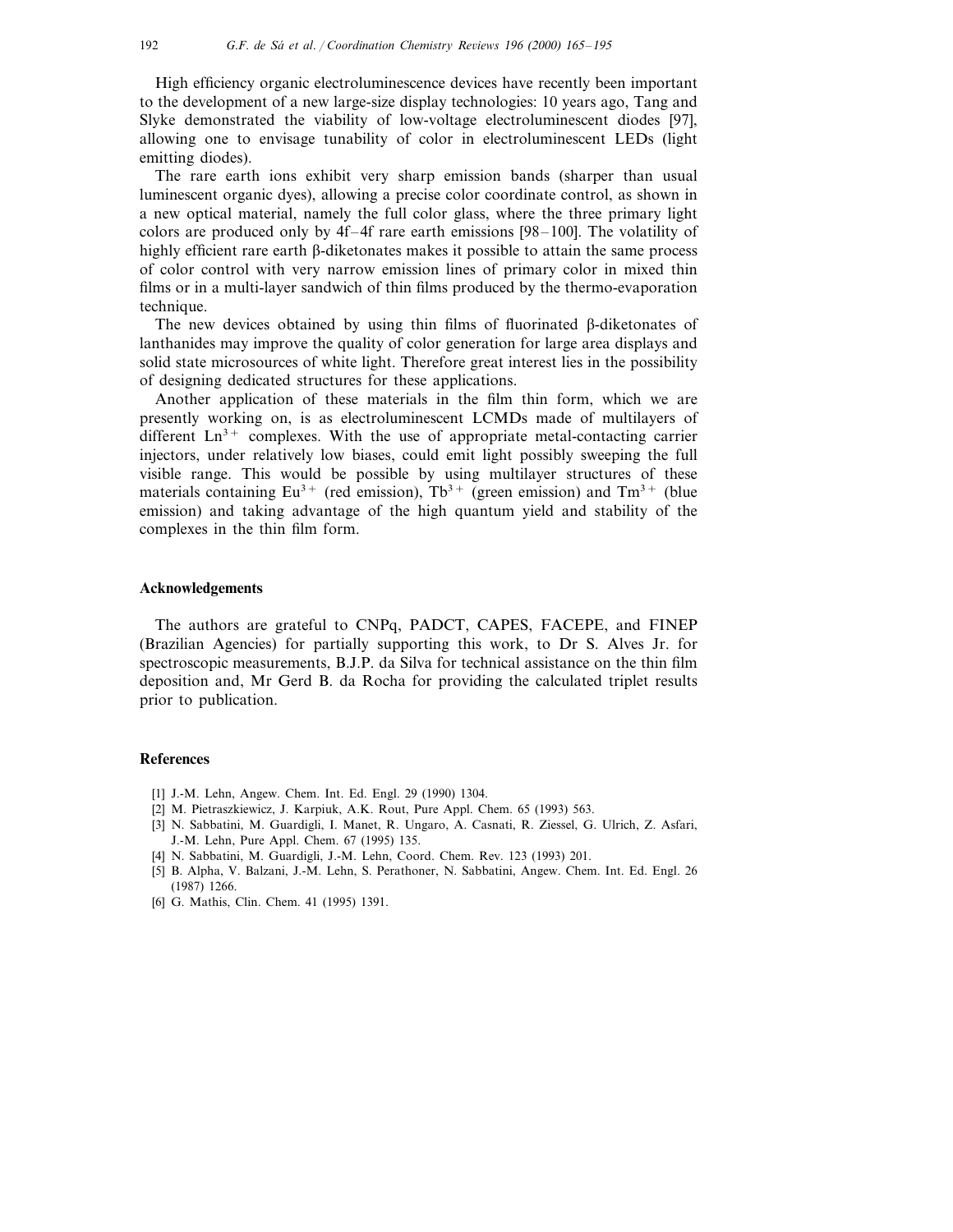High efficiency organic electroluminescence devices have recently been important to the development of a new large-size display technologies: 10 years ago, Tang and Slyke demonstrated the viability of low-voltage electroluminescent diodes [97], allowing one to envisage tunability of color in electroluminescent LEDs (light emitting diodes).

The rare earth ions exhibit very sharp emission bands (sharper than usual luminescent organic dyes), allowing a precise color coordinate control, as shown in a new optical material, namely the full color glass, where the three primary light colors are produced only by 4f–4f rare earth emissions [98–100]. The volatility of highly efficient rare earth β-diketonates makes it possible to attain the same process of color control with very narrow emission lines of primary color in mixed thin films or in a multi-layer sandwich of thin films produced by the thermo-evaporation technique.

The new devices obtained by using thin films of fluorinated β-diketonates of lanthanides may improve the quality of color generation for large area displays and solid state microsources of white light. Therefore great interest lies in the possibility of designing dedicated structures for these applications.

Another application of these materials in the film thin form, which we are presently working on, is as electroluminescent LCMDs made of multilayers of different $Ln^{3+}$ complexes. With the use of appropriate metal-contacting carrier injectors, under relatively low biases, could emit light possibly sweeping the full visible range. This would be possible by using multilayer structures of these materials containing $Eu^{3+}$ (red emission), $Tb^{3+}$ (green emission) and $Tm^{3+}$ (blue emission) and taking advantage of the high quantum yield and stability of the complexes in the thin film form.

## Acknowledgements

The authors are grateful to CNPq, PADCT, CAPES, FACEPE, and FINEP (Brazilian Agencies) for partially supporting this work, to Dr S. Alves Jr. for spectroscopic measurements, B.J.P. da Silva for technical assistance on the thin film deposition and, Mr Gerd B. da Rocha for providing the calculated triplet results prior to publication.

## References

[1] J.-M. Lehn, Angew. Chem. Int. Ed. Engl. 29 (1990) 1304.

[2] M. Pietraszkiewicz, J. Karpiuk, A.K. Rout, Pure Appl. Chem. 65 (1993) 563.

[3] N. Sabbatini, M. Guardigli, I. Manet, R. Ungaro, A. Casnati, R. Ziessel, G. Ulrich, Z. Asfari, J.-M. Lehn, Pure Appl. Chem. 67 (1995) 135.

[4] N. Sabbatini, M. Guardigli, J.-M. Lehn, Coord. Chem. Rev. 123 (1993) 201.

[5] B. Alpha, V. Balzani, J.-M. Lehn, S. Perathoner, N. Sabbatini, Angew. Chem. Int. Ed. Engl. 26 (1987) 1266.

[6] G. Mathis, Clin. Chem. 41 (1995) 1391.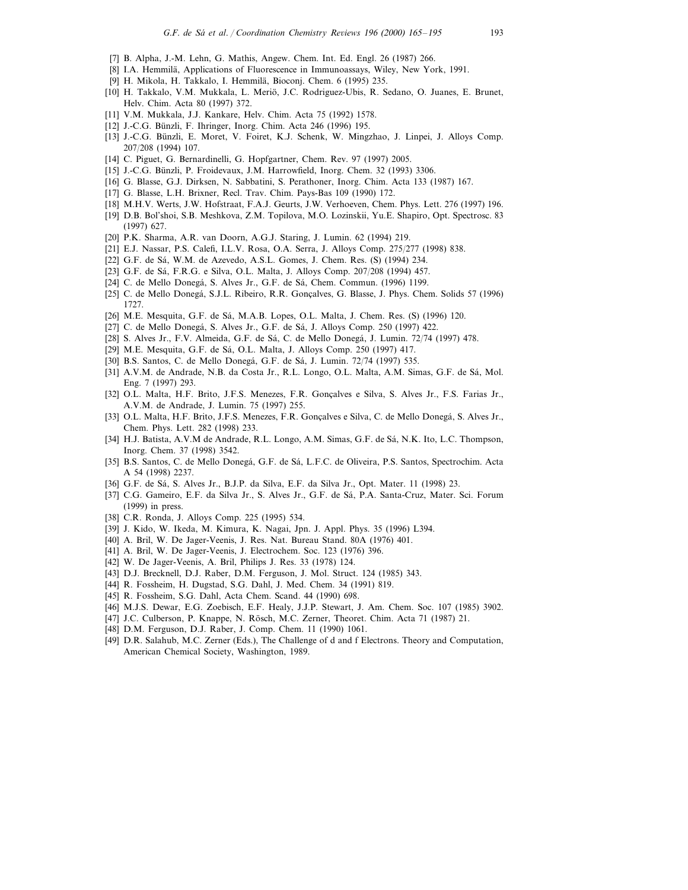[7] B. Alpha, J.-M. Lehn, G. Mathis, Angew. Chem. Int. Ed. Engl. 26 (1987) 266.

[8] I.A. Hemmilä, Applications of Fluorescence in Immunoassays, Wiley, New York, 1991.

[9] H. Mikola, H. Takkalo, I. Hemmilä, Bioconj. Chem. 6 (1995) 235.

[10] H. Takkalo, V.M. Mukkala, L. Meriö, J.C. Rodriguez-Ubis, R. Sedano, O. Juanes, E. Brunet, Helv. Chim. Acta 80 (1997) 372.

[11] V.M. Mukkala, J.J. Kankare, Helv. Chim. Acta 75 (1992) 1578.

[12] J.-C.G. Bünzli, F. Ihringer, Inorg. Chim. Acta 246 (1996) 195.

[13] J.-C.G. Bünzli, E. Moret, V. Foiret, K.J. Schenk, W. Mingzhao, J. Linpei, J. Alloys Comp. 207/208 (1994) 107.

[14] C. Piguet, G. Bernardinelli, G. Hopfgartner, Chem. Rev. 97 (1997) 2005.

[15] J.-C.G. Bünzli, P. Froidevaux, J.M. Harrowfield, Inorg. Chem. 32 (1993) 3306.

[16] G. Blasse, G.J. Dirksen, N. Sabbatini, S. Perathoner, Inorg. Chim. Acta 133 (1987) 167.

[17] G. Blasse, L.H. Brixner, Recl. Trav. Chim. Pays-Bas 109 (1990) 172.

[18] M.H.V. Werts, J.W. Hofstraat, F.A.J. Geurts, J.W. Verhoeven, Chem. Phys. Lett. 276 (1997) 196.

[19] D.B. Bol'shoi, S.B. Meshkova, Z.M. Topilova, M.O. Lozinskii, Yu.E. Shapiro, Opt. Spectrosc. 83 (1997) 627.

[20] P.K. Sharma, A.R. van Doorn, A.G.J. Staring, J. Lumin. 62 (1994) 219.

[21] E.J. Nassar, P.S. Calefi, I.L.V. Rosa, O.A. Serra, J. Alloys Comp. 275/277 (1998) 838.

[22] G.F. de Sá, W.M. de Azevedo, A.S.L. Gomes, J. Chem. Res. (S) (1994) 234.

[23] G.F. de Sá, F.R.G. e Silva, O.L. Malta, J. Alloys Comp. 207/208 (1994) 457.

[24] C. de Mello Donegá, S. Alves Jr., G.F. de Sá, Chem. Commun. (1996) 1199.

[25] C. de Mello Donegá, S.J.L. Ribeiro, R.R. Gonçalves, G. Blasse, J. Phys. Chem. Solids 57 (1996) 1727.

[26] M.E. Mesquita, G.F. de Sá, M.A.B. Lopes, O.L. Malta, J. Chem. Res. (S) (1996) 120.

[27] C. de Mello Donegá, S. Alves Jr., G.F. de Sá, J. Alloys Comp. 250 (1997) 422.

[28] S. Alves Jr., F.V. Almeida, G.F. de Sá, C. de Mello Donegá, J. Lumin. 72/74 (1997) 478.

[29] M.E. Mesquita, G.F. de Sá, O.L. Malta, J. Alloys Comp. 250 (1997) 417.

[30] B.S. Santos, C. de Mello Donegá, G.F. de Sá, J. Lumin. 72/74 (1997) 535.

[31] A.V.M. de Andrade, N.B. da Costa Jr., R.L. Longo, O.L. Malta, A.M. Simas, G.F. de Sá, Mol. Eng. 7 (1997) 293.

[32] O.L. Malta, H.F. Brito, J.F.S. Menezes, F.R. Gonçalves e Silva, S. Alves Jr., F.S. Farias Jr., A.V.M. de Andrade, J. Lumin. 75 (1997) 255.

[33] O.L. Malta, H.F. Brito, J.F.S. Menezes, F.R. Gonçalves e Silva, C. de Mello Donegá, S. Alves Jr., Chem. Phys. Lett. 282 (1998) 233.

[34] H.J. Batista, A.V.M de Andrade, R.L. Longo, A.M. Simas, G.F. de Sá, N.K. Ito, L.C. Thompson, Inorg. Chem. 37 (1998) 3542.

[35] B.S. Santos, C. de Mello Donegá, G.F. de Sá, L.F.C. de Oliveira, P.S. Santos, Spectrochim. Acta A 54 (1998) 2237.

[36] G.F. de Sá, S. Alves Jr., B.J.P. da Silva, E.F. da Silva Jr., Opt. Mater. 11 (1998) 23.

[37] C.G. Gameiro, E.F. da Silva Jr., S. Alves Jr., G.F. de Sá, P.A. Santa-Cruz, Mater. Sci. Forum (1999) in press.

[38] C.R. Ronda, J. Alloys Comp. 225 (1995) 534.

[39] J. Kido, W. Ikeda, M. Kimura, K. Nagai, Jpn. J. Appl. Phys. 35 (1996) L394.

[40] A. Bril, W. De Jager-Veenis, J. Res. Nat. Bureau Stand. 80A (1976) 401.

[41] A. Bril, W. De Jager-Veenis, J. Electrochem. Soc. 123 (1976) 396.

[42] W. De Jager-Veenis, A. Bril, Philips J. Res. 33 (1978) 124.

[43] D.J. Brecknell, D.J. Raber, D.M. Ferguson, J. Mol. Struct. 124 (1985) 343.

[44] R. Fossheim, H. Dugstad, S.G. Dahl, J. Med. Chem. 34 (1991) 819.

[45] R. Fossheim, S.G. Dahl, Acta Chem. Scand. 44 (1990) 698.

[46] M.J.S. Dewar, E.G. Zoebisch, E.F. Healy, J.J.P. Stewart, J. Am. Chem. Soc. 107 (1985) 3902.

[47] J.C. Culberson, P. Knappe, N. Rösch, M.C. Zerner, Theoret. Chim. Acta 71 (1987) 21.

[48] D.M. Ferguson, D.J. Raber, J. Comp. Chem. 11 (1990) 1061.

[49] D.R. Salahub, M.C. Zerner (Eds.), The Challenge of d and f Electrons. Theory and Computation, American Chemical Society, Washington, 1989.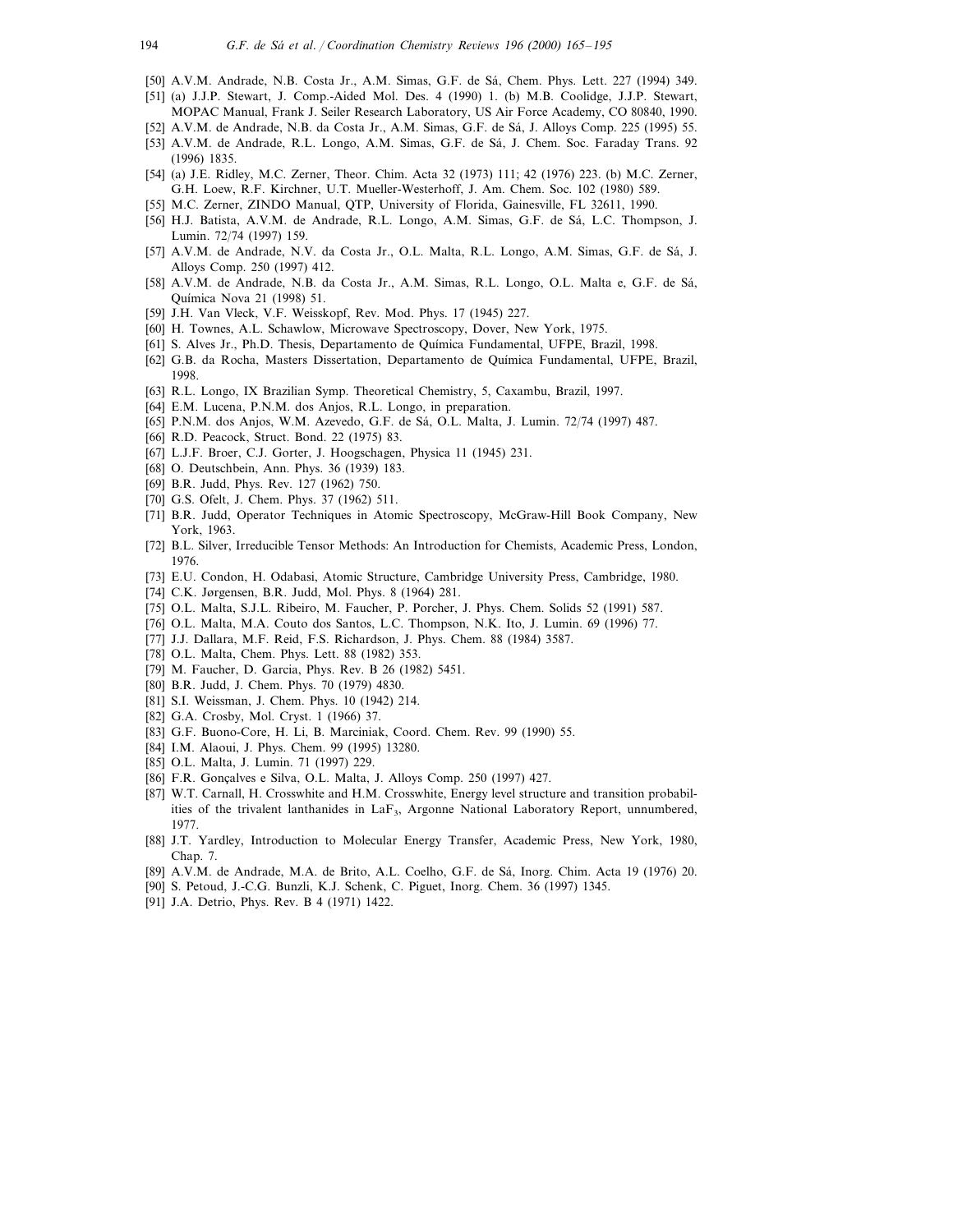[50] A.V.M. Andrade, N.B. Costa Jr., A.M. Simas, G.F. de Sá, Chem. Phys. Lett. 227 (1994) 349.

[51] (a) J.J.P. Stewart, J. Comp.-Aided Mol. Des. 4 (1990) 1. (b) M.B. Coolidge, J.J.P. Stewart, MOPAC Manual, Frank J. Seiler Research Laboratory, US Air Force Academy, CO 80840, 1990.

[52] A.V.M. de Andrade, N.B. da Costa Jr., A.M. Simas, G.F. de Sá, J. Alloys Comp. 225 (1995) 55.

[53] A.V.M. de Andrade, R.L. Longo, A.M. Simas, G.F. de Sá, J. Chem. Soc. Faraday Trans. 92 (1996) 1835.

[54] (a) J.E. Ridley, M.C. Zerner, Theor. Chim. Acta 32 (1973) 111; 42 (1976) 223. (b) M.C. Zerner, G.H. Loew, R.F. Kirchner, U.T. Mueller-Westerhoff, J. Am. Chem. Soc. 102 (1980) 589.

[55] M.C. Zerner, ZINDO Manual, QTP, University of Florida, Gainesville, FL 32611, 1990.

[56] H.J. Batista, A.V.M. de Andrade, R.L. Longo, A.M. Simas, G.F. de Sá, L.C. Thompson, J. Lumin. 72/74 (1997) 159.

[57] A.V.M. de Andrade, N.V. da Costa Jr., O.L. Malta, R.L. Longo, A.M. Simas, G.F. de Sá, J. Alloys Comp. 250 (1997) 412.

[58] A.V.M. de Andrade, N.B. da Costa Jr., A.M. Simas, R.L. Longo, O.L. Malta e, G.F. de Sá, Química Nova 21 (1998) 51.

[59] J.H. Van Vleck, V.F. Weisskopf, Rev. Mod. Phys. 17 (1945) 227.

[60] H. Townes, A.L. Schawlow, Microwave Spectroscopy, Dover, New York, 1975.

[61] S. Alves Jr., Ph.D. Thesis, Departamento de Química Fundamental, UFPE, Brazil, 1998.

[62] G.B. da Rocha, Masters Dissertation, Departamento de Química Fundamental, UFPE, Brazil, 1998.

[63] R.L. Longo, IX Brazilian Symp. Theoretical Chemistry, 5, Caxambu, Brazil, 1997.

[64] E.M. Lucena, P.N.M. dos Anjos, R.L. Longo, in preparation.

[65] P.N.M. dos Anjos, W.M. Azevedo, G.F. de Sá, O.L. Malta, J. Lumin. 72/74 (1997) 487.

[66] R.D. Peacock, Struct. Bond. 22 (1975) 83.

[67] L.J.F. Broer, C.J. Gorter, J. Hoogschagen, Physica 11 (1945) 231.

[68] O. Deutschbein, Ann. Phys. 36 (1939) 183.

[69] B.R. Judd, Phys. Rev. 127 (1962) 750.

[70] G.S. Ofelt, J. Chem. Phys. 37 (1962) 511.

[71] B.R. Judd, Operator Techniques in Atomic Spectroscopy, McGraw-Hill Book Company, New York, 1963.

[72] B.L. Silver, Irreducible Tensor Methods: An Introduction for Chemists, Academic Press, London, 1976.

[73] E.U. Condon, H. Odabasi, Atomic Structure, Cambridge University Press, Cambridge, 1980.

[74] C.K. Jørgensen, B.R. Judd, Mol. Phys. 8 (1964) 281.

[75] O.L. Malta, S.J.L. Ribeiro, M. Faucher, P. Porcher, J. Phys. Chem. Solids 52 (1991) 587.

[76] O.L. Malta, M.A. Couto dos Santos, L.C. Thompson, N.K. Ito, J. Lumin. 69 (1996) 77.

[77] J.J. Dallara, M.F. Reid, F.S. Richardson, J. Phys. Chem. 88 (1984) 3587.

[78] O.L. Malta, Chem. Phys. Lett. 88 (1982) 353.

[79] M. Faucher, D. Garcia, Phys. Rev. B 26 (1982) 5451.

[80] B.R. Judd, J. Chem. Phys. 70 (1979) 4830.

[81] S.I. Weissman, J. Chem. Phys. 10 (1942) 214.

[82] G.A. Crosby, Mol. Cryst. 1 (1966) 37.

[83] G.F. Buono-Core, H. Li, B. Marciniak, Coord. Chem. Rev. 99 (1990) 55.

[84] I.M. Alaoui, J. Phys. Chem. 99 (1995) 13280.

[85] O.L. Malta, J. Lumin. 71 (1997) 229.

[86] F.R. Gonçalves e Silva, O.L. Malta, J. Alloys Comp. 250 (1997) 427.

[87] W.T. Carnall, H. Crosswhite and H.M. Crosswhite, Energy level structure and transition probabilities of the trivalent lanthanides in $LaF_3$, Argonne National Laboratory Report, unnumbered, 1977.

[88] J.T. Yardley, Introduction to Molecular Energy Transfer, Academic Press, New York, 1980, Chap. 7.

[89] A.V.M. de Andrade, M.A. de Brito, A.L. Coelho, G.F. de Sá, Inorg. Chim. Acta 19 (1976) 20.

[90] S. Petoud, J.-C.G. Bunzli, K.J. Schenk, C. Piguet, Inorg. Chem. 36 (1997) 1345.

[91] J.A. Detrio, Phys. Rev. B 4 (1971) 1422.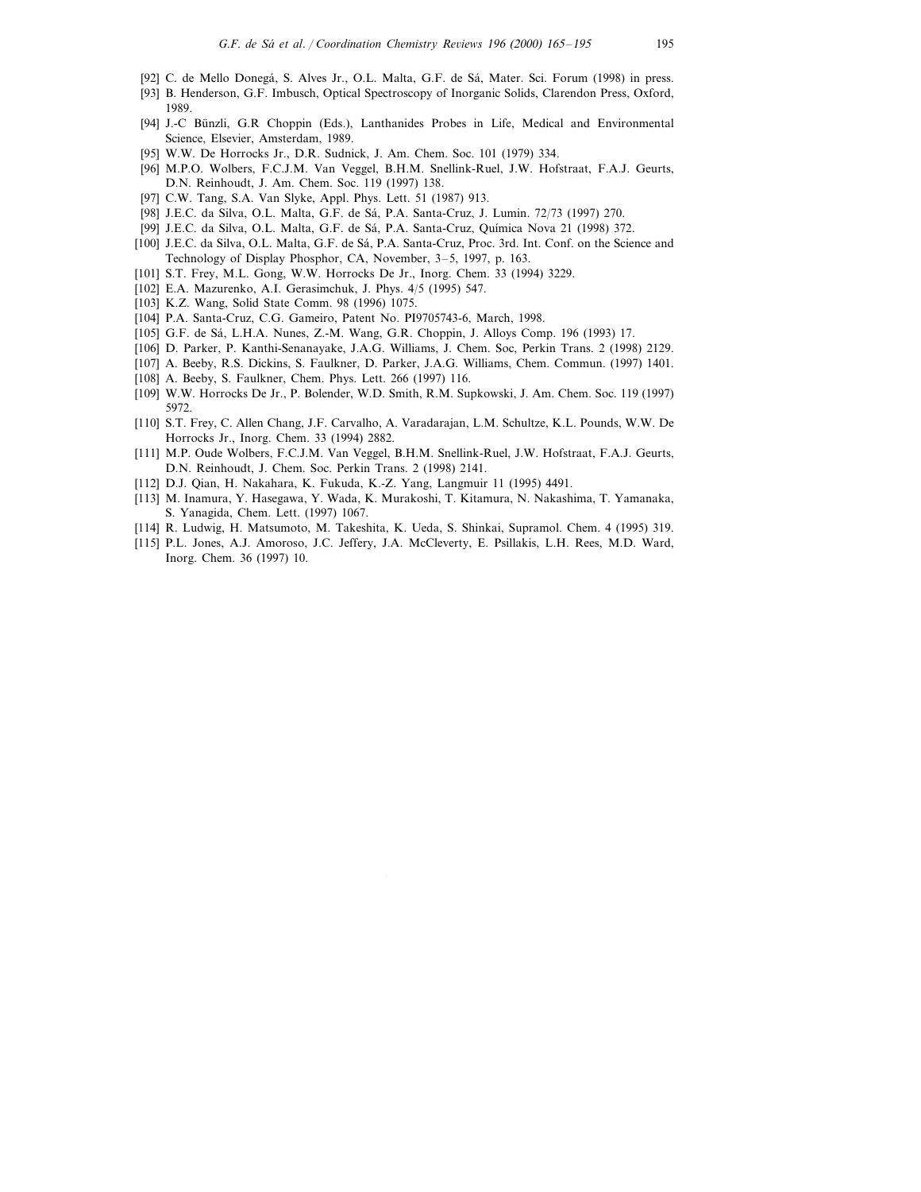[92] C. de Mello Donegá, S. Alves Jr., O.L. Malta, G.F. de Sá, Mater. Sci. Forum (1998) in press.

[93] B. Henderson, G.F. Imbusch, Optical Spectroscopy of Inorganic Solids, Clarendon Press, Oxford, 1989.

[94] J.-C Bünzli, G.R Choppin (Eds.), Lanthanides Probes in Life, Medical and Environmental Science, Elsevier, Amsterdam, 1989.

[95] W.W. De Horrocks Jr., D.R. Sudnick, J. Am. Chem. Soc. 101 (1979) 334.

[96] M.P.O. Wolbers, F.C.J.M. Van Veggel, B.H.M. Snellink-Ruel, J.W. Hofstraat, F.A.J. Geurts, D.N. Reinhoudt, J. Am. Chem. Soc. 119 (1997) 138.

[97] C.W. Tang, S.A. Van Slyke, Appl. Phys. Lett. 51 (1987) 913.

[98] J.E.C. da Silva, O.L. Malta, G.F. de Sá, P.A. Santa-Cruz, J. Lumin. 72/73 (1997) 270.

[99] J.E.C. da Silva, O.L. Malta, G.F. de Sá, P.A. Santa-Cruz, Química Nova 21 (1998) 372.

[100] J.E.C. da Silva, O.L. Malta, G.F. de Sá, P.A. Santa-Cruz, Proc. 3rd. Int. Conf. on the Science and Technology of Display Phosphor, CA, November, 3–5, 1997, p. 163.

[101] S.T. Frey, M.L. Gong, W.W. Horrocks De Jr., Inorg. Chem. 33 (1994) 3229.

[102] E.A. Mazurenko, A.I. Gerasimchuk, J. Phys. 4/5 (1995) 547.

[103] K.Z. Wang, Solid State Comm. 98 (1996) 1075.

[104] P.A. Santa-Cruz, C.G. Gameiro, Patent No. PI9705743-6, March, 1998.

[105] G.F. de Sá, L.H.A. Nunes, Z.-M. Wang, G.R. Choppin, J. Alloys Comp. 196 (1993) 17.

[106] D. Parker, P. Kanthi-Senanayake, J.A.G. Williams, J. Chem. Soc, Perkin Trans. 2 (1998) 2129.

[107] A. Beeby, R.S. Dickins, S. Faulkner, D. Parker, J.A.G. Williams, Chem. Commun. (1997) 1401.

[108] A. Beeby, S. Faulkner, Chem. Phys. Lett. 266 (1997) 116.

[109] W.W. Horrocks De Jr., P. Bolender, W.D. Smith, R.M. Supkowski, J. Am. Chem. Soc. 119 (1997) 5972.

[110] S.T. Frey, C. Allen Chang, J.F. Carvalho, A. Varadarajan, L.M. Schultze, K.L. Pounds, W.W. De Horrocks Jr., Inorg. Chem. 33 (1994) 2882.

[111] M.P. Oude Wolbers, F.C.J.M. Van Veggel, B.H.M. Snellink-Ruel, J.W. Hofstraat, F.A.J. Geurts, D.N. Reinhoudt, J. Chem. Soc. Perkin Trans. 2 (1998) 2141.

[112] D.J. Qian, H. Nakahara, K. Fukuda, K.-Z. Yang, Langmuir 11 (1995) 4491.

[113] M. Inamura, Y. Hasegawa, Y. Wada, K. Murakoshi, T. Kitamura, N. Nakashima, T. Yamanaka, S. Yanagida, Chem. Lett. (1997) 1067.

[114] R. Ludwig, H. Matsumoto, M. Takeshita, K. Ueda, S. Shinkai, Supramol. Chem. 4 (1995) 319.

[115] P.L. Jones, A.J. Amoroso, J.C. Jeffery, J.A. McCleverty, E. Psillakis, L.H. Rees, M.D. Ward, Inorg. Chem. 36 (1997) 10.